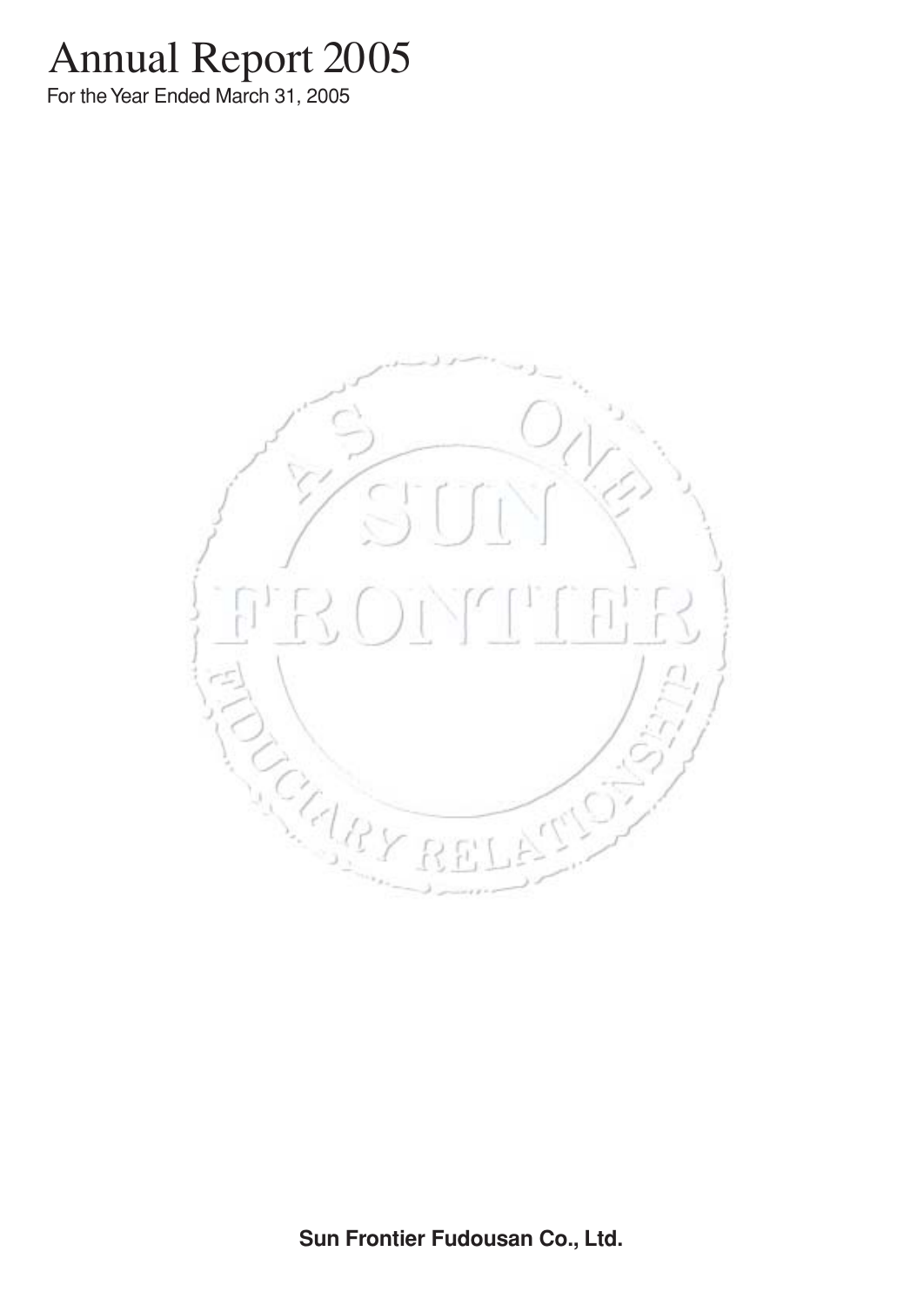# Annual Report 2005

For the Year Ended March 31, 2005

**Sun Frontier Fudousan Co., Ltd.**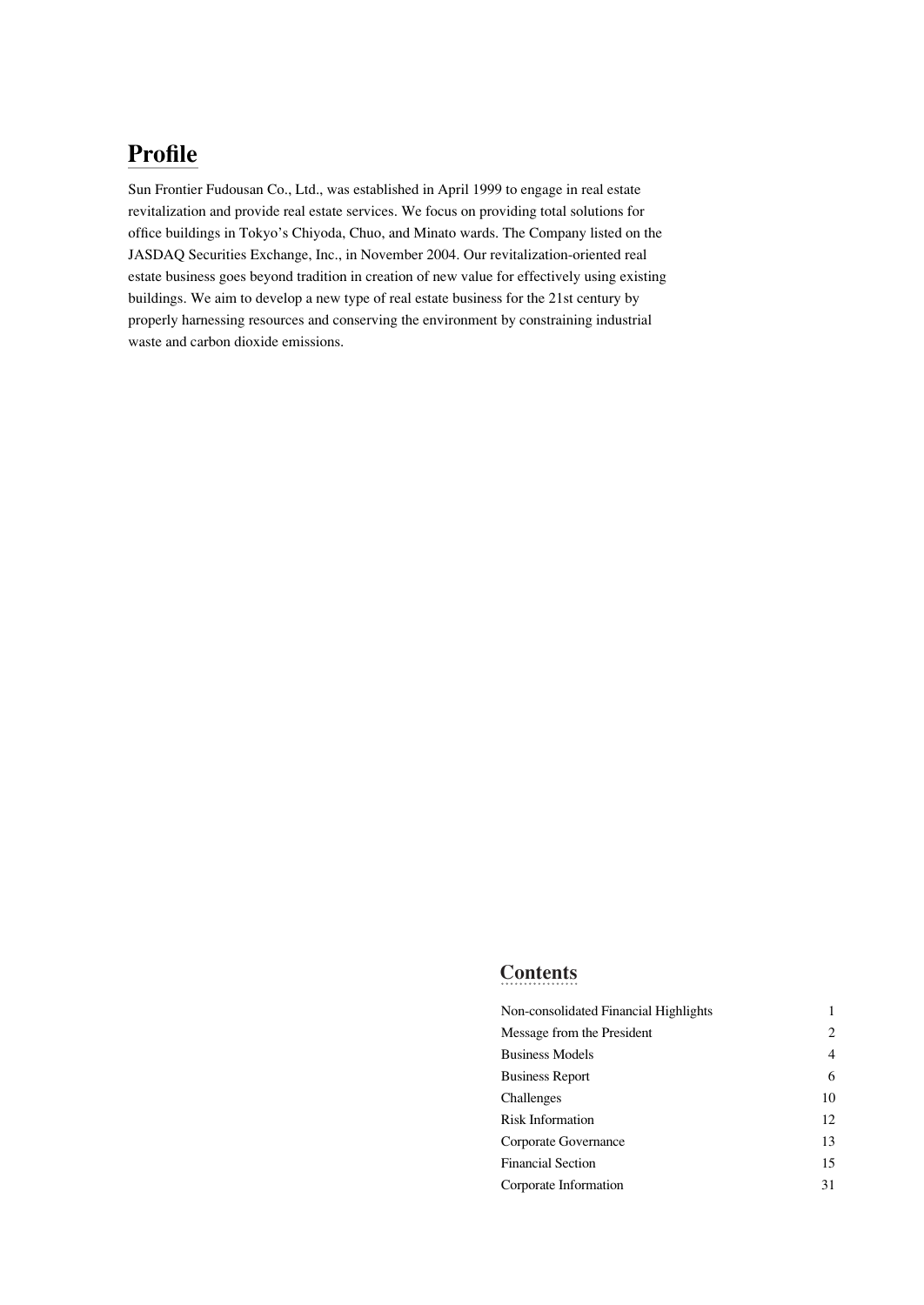## Profile

Sun Frontier Fudousan Co., Ltd., was established in April 1999 to engage in real estate revitalization and provide real estate services. We focus on providing total solutions for office buildings in Tokyo's Chiyoda, Chuo, and Minato wards. The Company listed on the JASDAQ Securities Exchange, Inc., in November 2004. Our revitalization-oriented real estate business goes beyond tradition in creation of new value for effectively using existing buildings. We aim to develop a new type of real estate business for the 21st century by properly harnessing resources and conserving the environment by constraining industrial waste and carbon dioxide emissions.

## Contents

| | |
|---|---|
| Non-consolidated Financial Highlights | 1 |
| Message from the President | 2 |
| Business Models | 4 |
| Business Report | 6 |
| Challenges | 10 |
| Risk Information | 12 |
| Corporate Governance | 13 |
| Financial Section | 15 |
| Corporate Information | 31 |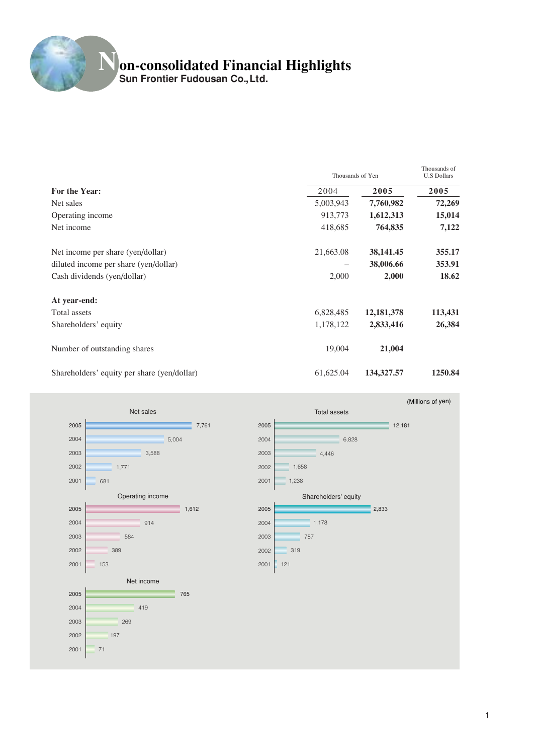# Non-consolidated Financial Highlights

**Sun Frontier Fudousan Co., Ltd.**

| | Thousands of Yen | | Thousands of U.S Dollars |
|---|---|---|---|
| **For the Year:** | 2004 | **2005** | **2005** |
| Net sales | 5,003,943 | **7,760,982** | **72,269** |
| Operating income | 913,773 | **1,612,313** | **15,014** |
| Net income | 418,685 | **764,835** | **7,122** |
| Net income per share (yen/dollar) | 21,663.08 | **38,141.45** | **355.17** |
| diluted income per share (yen/dollar) | – | **38,006.66** | **353.91** |
| Cash dividends (yen/dollar) | 2,000 | **2,000** | **18.62** |
| **At year-end:** | | | |
| Total assets | 6,828,485 | **12,181,378** | **113,431** |
| Shareholders' equity | 1,178,122 | **2,833,416** | **26,384** |
| Number of outstanding shares | 19,004 | **21,004** | |
| Shareholders' equity per share (yen/dollar) | 61,625.04 | **134,327.57** | **1250.84** |

(Millions of yen)

**Net sales**

| Year | Value |
|---|---|
| 2005 | 7,761 |
| 2004 | 5,004 |
| 2003 | 3,588 |
| 2002 | 1,771 |
| 2001 | 681 |

**Total assets**

| Year | Value |
|---|---|
| 2005 | 12,181 |
| 2004 | 6,828 |
| 2003 | 4,446 |
| 2002 | 1,658 |
| 2001 | 1,238 |

**Operating income**

| Year | Value |
|---|---|
| 2005 | 1,612 |
| 2004 | 914 |
| 2003 | 584 |
| 2002 | 389 |
| 2001 | 153 |

**Shareholders' equity**

| Year | Value |
|---|---|
| 2005 | 2,833 |
| 2004 | 1,178 |
| 2003 | 787 |
| 2002 | 319 |
| 2001 | 121 |

**Net income**

| Year | Value |
|---|---|
| 2005 | 765 |
| 2004 | 419 |
| 2003 | 269 |
| 2002 | 197 |
| 2001 | 71 |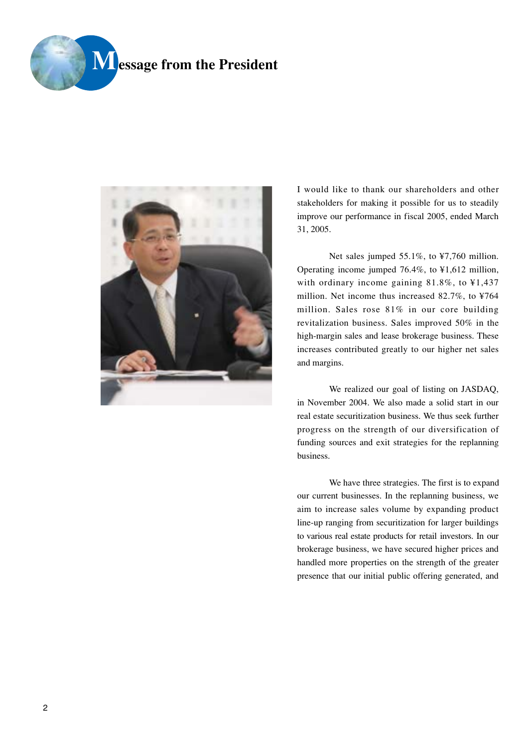# Message from the President

I would like to thank our shareholders and other stakeholders for making it possible for us to steadily improve our performance in fiscal 2005, ended March 31, 2005.

Net sales jumped 55.1%, to ¥7,760 million. Operating income jumped 76.4%, to ¥1,612 million, with ordinary income gaining 81.8%, to ¥1,437 million. Net income thus increased 82.7%, to ¥764 million. Sales rose 81% in our core building revitalization business. Sales improved 50% in the high-margin sales and lease brokerage business. These increases contributed greatly to our higher net sales and margins.

We realized our goal of listing on JASDAQ, in November 2004. We also made a solid start in our real estate securitization business. We thus seek further progress on the strength of our diversification of funding sources and exit strategies for the replanning business.

We have three strategies. The first is to expand our current businesses. In the replanning business, we aim to increase sales volume by expanding product line-up ranging from securitization for larger buildings to various real estate products for retail investors. In our brokerage business, we have secured higher prices and handled more properties on the strength of the greater presence that our initial public offering generated, and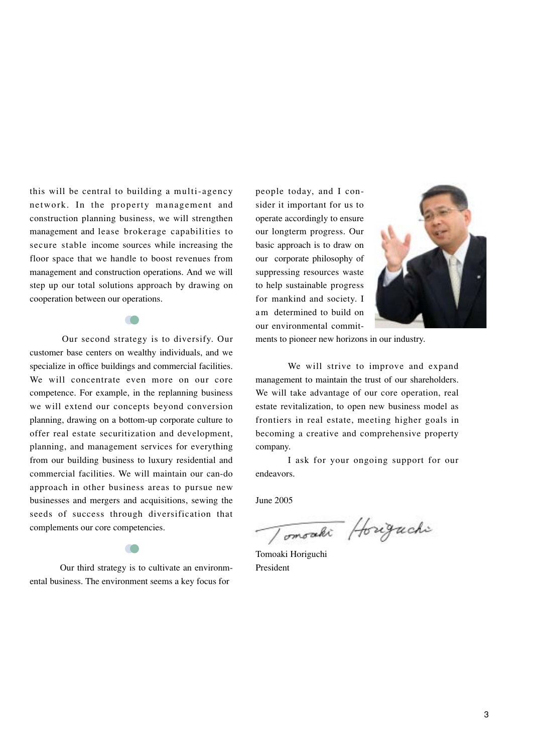this will be central to building a multi-agency network. In the property management and construction planning business, we will strengthen management and lease brokerage capabilities to secure stable income sources while increasing the floor space that we handle to boost revenues from management and construction operations. And we will step up our total solutions approach by drawing on cooperation between our operations.

Our second strategy is to diversify. Our customer base centers on wealthy individuals, and we specialize in office buildings and commercial facilities. We will concentrate even more on our core competence. For example, in the replanning business we will extend our concepts beyond conversion planning, drawing on a bottom-up corporate culture to offer real estate securitization and development, planning, and management services for everything from our building business to luxury residential and commercial facilities. We will maintain our can-do approach in other business areas to pursue new businesses and mergers and acquisitions, sewing the seeds of success through diversification that complements our core competencies.

Our third strategy is to cultivate an environmental business. The environment seems a key focus for people today, and I consider it important for us to operate accordingly to ensure our longterm progress. Our basic approach is to draw on our corporate philosophy of suppressing resources waste to help sustainable progress for mankind and society. I am determined to build on our environmental commitments to pioneer new horizons in our industry.

We will strive to improve and expand management to maintain the trust of our shareholders. We will take advantage of our core operation, real estate revitalization, to open new business model as frontiers in real estate, meeting higher goals in becoming a creative and comprehensive property company.

I ask for your ongoing support for our endeavors.

June 2005

Tomoaki Horiguchi
President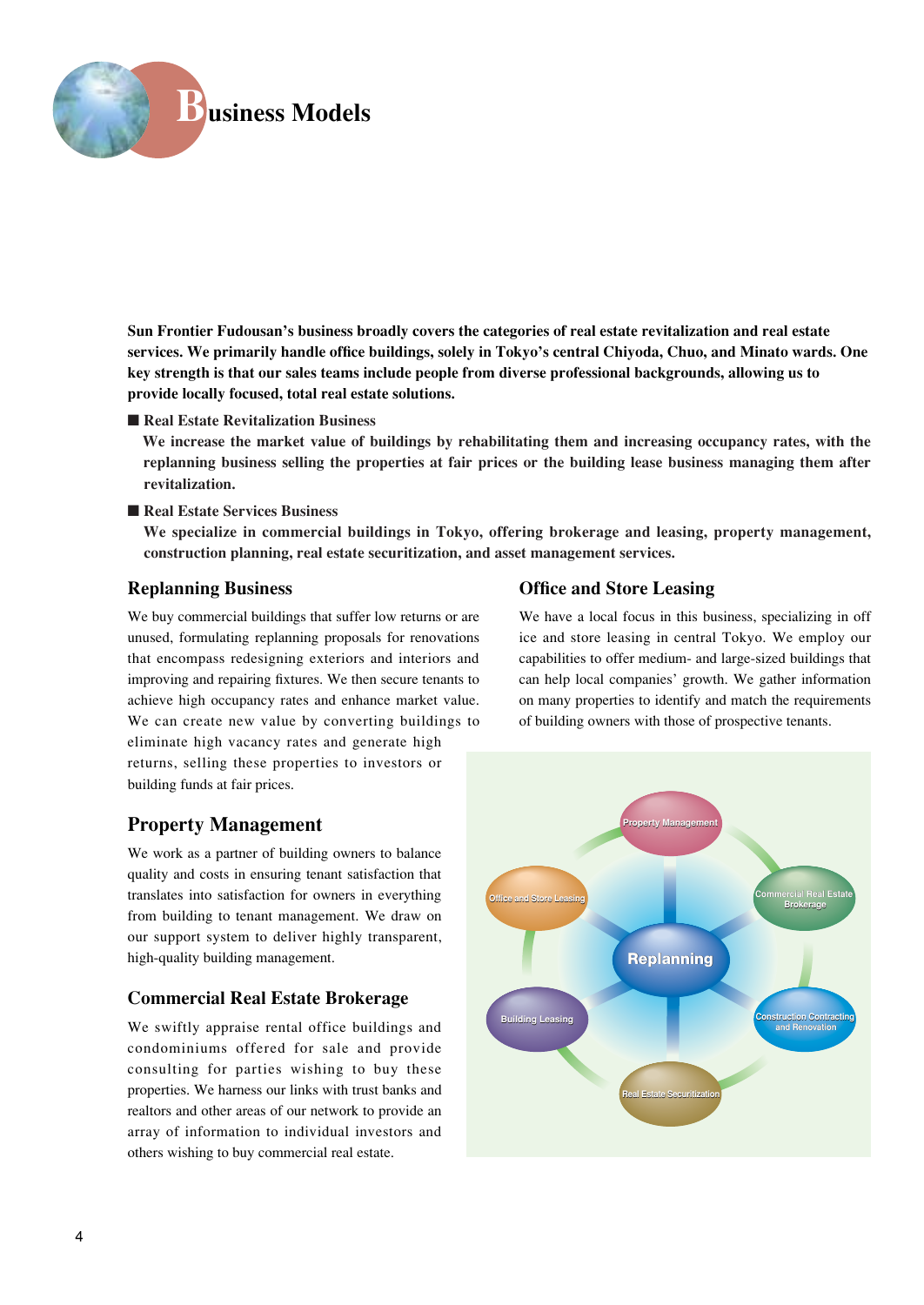# Business Models

**Sun Frontier Fudousan's business broadly covers the categories of real estate revitalization and real estate services. We primarily handle office buildings, solely in Tokyo's central Chiyoda, Chuo, and Minato wards. One key strength is that our sales teams include people from diverse professional backgrounds, allowing us to provide locally focused, total real estate solutions.**

■ **Real Estate Revitalization Business**

**We increase the market value of buildings by rehabilitating them and increasing occupancy rates, with the replanning business selling the properties at fair prices or the building lease business managing them after revitalization.**

■ **Real Estate Services Business**

**We specialize in commercial buildings in Tokyo, offering brokerage and leasing, property management, construction planning, real estate securitization, and asset management services.**

## Replanning Business

We buy commercial buildings that suffer low returns or are unused, formulating replanning proposals for renovations that encompass redesigning exteriors and interiors and improving and repairing fixtures. We then secure tenants to achieve high occupancy rates and enhance market value. We can create new value by converting buildings to eliminate high vacancy rates and generate high returns, selling these properties to investors or building funds at fair prices.

## Property Management

We work as a partner of building owners to balance quality and costs in ensuring tenant satisfaction that translates into satisfaction for owners in everything from building to tenant management. We draw on our support system to deliver highly transparent, high-quality building management.

## Commercial Real Estate Brokerage

We swiftly appraise rental office buildings and condominiums offered for sale and provide consulting for parties wishing to buy these properties. We harness our links with trust banks and realtors and other areas of our network to provide an array of information to individual investors and others wishing to buy commercial real estate.

## Office and Store Leasing

We have a local focus in this business, specializing in office and store leasing in central Tokyo. We employ our capabilities to offer medium- and large-sized buildings that can help local companies' growth. We gather information on many properties to identify and match the requirements of building owners with those of prospective tenants.

Replanning — Property Management — Commercial Real Estate Brokerage — Construction Contracting and Renovation — Real Estate Securitization — Building Leasing — Office and Store Leasing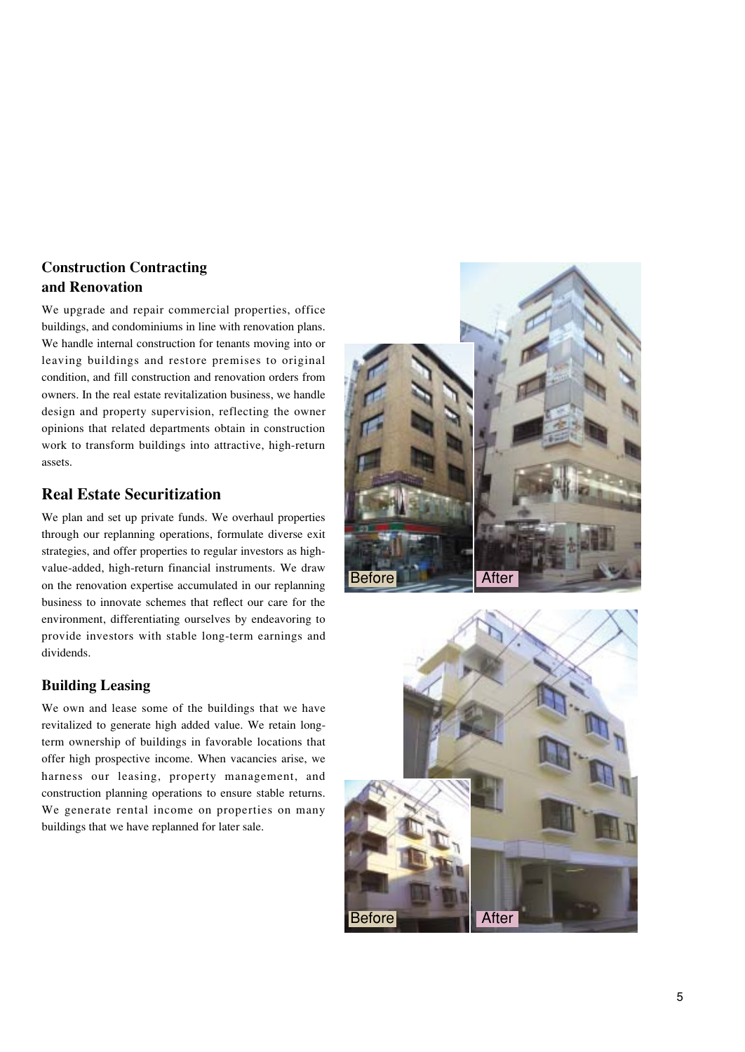## Construction Contracting and Renovation

We upgrade and repair commercial properties, office buildings, and condominiums in line with renovation plans. We handle internal construction for tenants moving into or leaving buildings and restore premises to original condition, and fill construction and renovation orders from owners. In the real estate revitalization business, we handle design and property supervision, reflecting the owner opinions that related departments obtain in construction work to transform buildings into attractive, high-return assets.

## Real Estate Securitization

We plan and set up private funds. We overhaul properties through our replanning operations, formulate diverse exit strategies, and offer properties to regular investors as high-value-added, high-return financial instruments. We draw on the renovation expertise accumulated in our replanning business to innovate schemes that reflect our care for the environment, differentiating ourselves by endeavoring to provide investors with stable long-term earnings and dividends.

## Building Leasing

We own and lease some of the buildings that we have revitalized to generate high added value. We retain long-term ownership of buildings in favorable locations that offer high prospective income. When vacancies arise, we harness our leasing, property management, and construction planning operations to ensure stable returns. We generate rental income on properties on many buildings that we have replanned for later sale.

Before After

Before After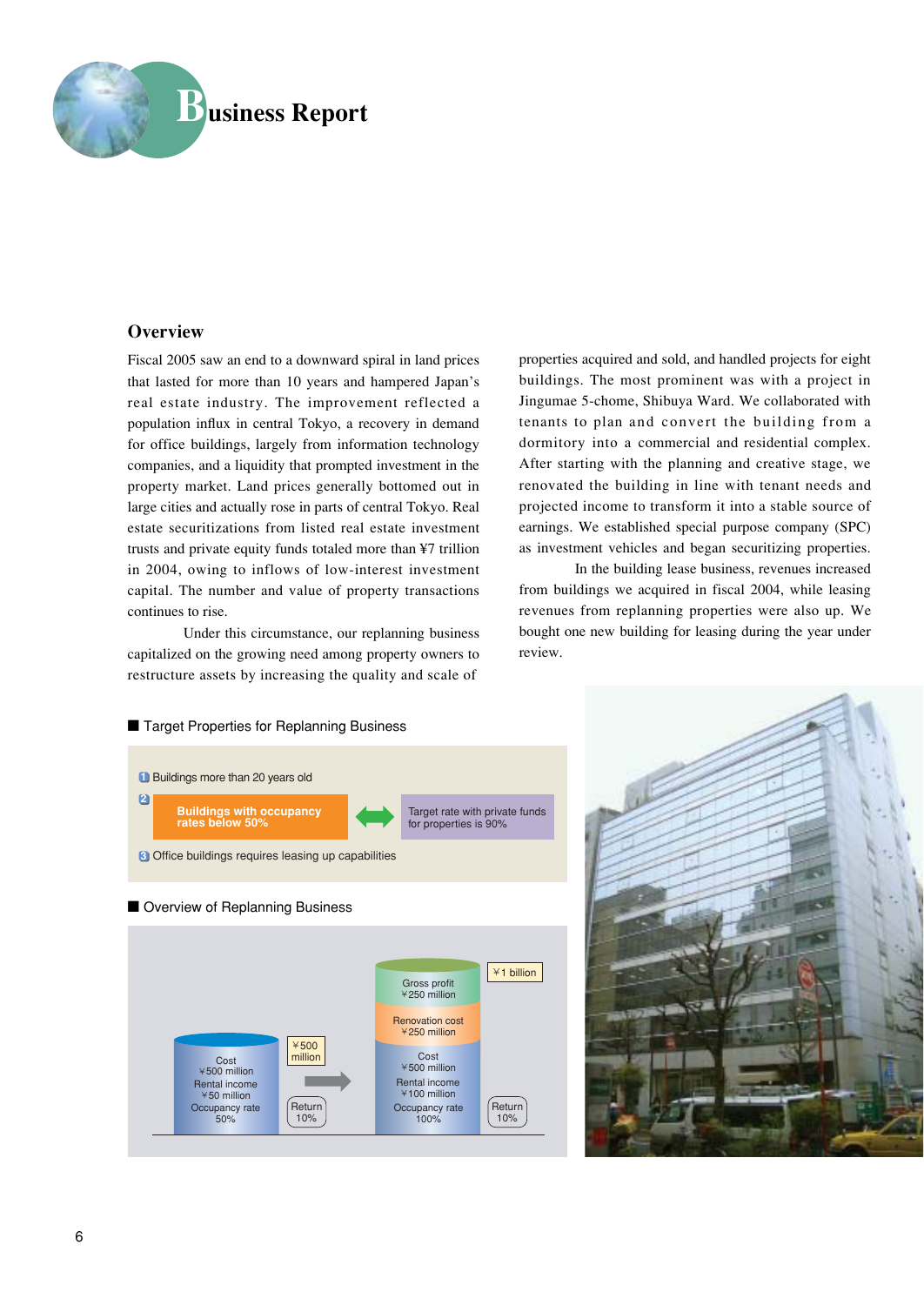# Business Report

## Overview

Fiscal 2005 saw an end to a downward spiral in land prices that lasted for more than 10 years and hampered Japan's real estate industry. The improvement reflected a population influx in central Tokyo, a recovery in demand for office buildings, largely from information technology companies, and a liquidity that prompted investment in the property market. Land prices generally bottomed out in large cities and actually rose in parts of central Tokyo. Real estate securitizations from listed real estate investment trusts and private equity funds totaled more than ¥7 trillion in 2004, owing to inflows of low-interest investment capital. The number and value of property transactions continues to rise.

Under this circumstance, our replanning business capitalized on the growing need among property owners to restructure assets by increasing the quality and scale of properties acquired and sold, and handled projects for eight buildings. The most prominent was with a project in Jingumae 5-chome, Shibuya Ward. We collaborated with tenants to plan and convert the building from a dormitory into a commercial and residential complex. After starting with the planning and creative stage, we renovated the building in line with tenant needs and projected income to transform it into a stable source of earnings. We established special purpose company (SPC) as investment vehicles and began securitizing properties.

In the building lease business, revenues increased from buildings we acquired in fiscal 2004, while leasing revenues from replanning properties were also up. We bought one new building for leasing during the year under review.

### ■ Target Properties for Replanning Business

1. Buildings more than 20 years old
2. **Buildings with occupancy rates below 50%** ⟷ Target rate with private funds for properties is 90%
3. Office buildings requires leasing up capabilities

### ■ Overview of Replanning Business

**Before (¥500 million):**
- Cost ¥500 million
- Rental income ¥50 million
- Occupancy rate 50%
- Return 10%

**After (¥1 billion):**
- Gross profit ¥250 million
- Renovation cost ¥250 million
- Cost ¥500 million
- Rental income ¥100 million
- Occupancy rate 100%
- Return 10%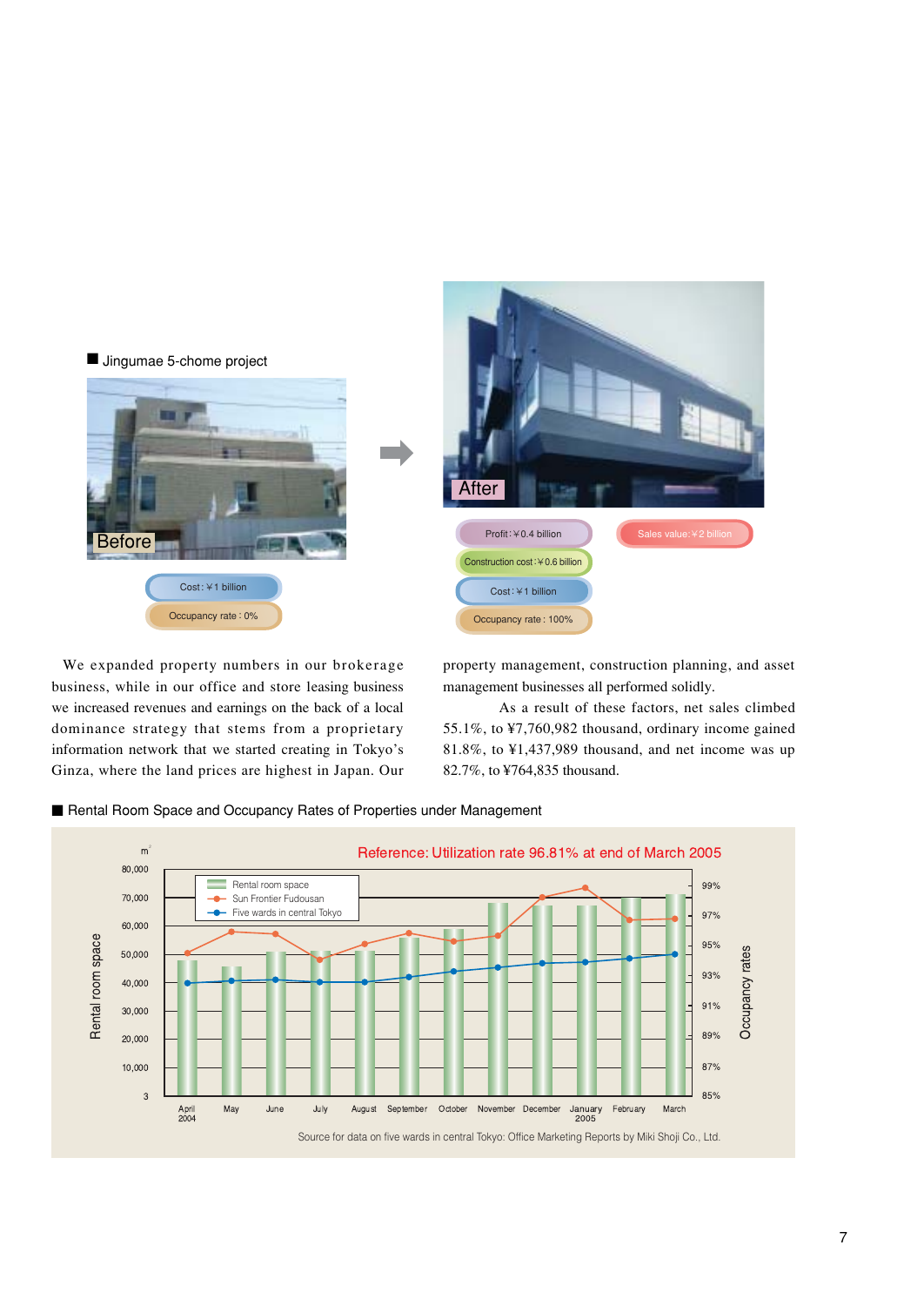■ Jingumae 5-chome project

Before

Cost: ¥1 billion

Occupancy rate: 0%

After

Profit: ¥0.4 billion

Sales value: ¥2 billion

Construction cost: ¥0.6 billion

Cost: ¥1 billion

Occupancy rate: 100%

We expanded property numbers in our brokerage business, while in our office and store leasing business we increased revenues and earnings on the back of a local dominance strategy that stems from a proprietary information network that we started creating in Tokyo's Ginza, where the land prices are highest in Japan. Our property management, construction planning, and asset management businesses all performed solidly.

As a result of these factors, net sales climbed 55.1%, to ¥7,760,982 thousand, ordinary income gained 81.8%, to ¥1,437,989 thousand, and net income was up 82.7%, to ¥764,835 thousand.

■ Rental Room Space and Occupancy Rates of Properties under Management

Reference: Utilization rate 96.81% at end of March 2005

Legend: Rental room space; Sun Frontier Fudousan; Five wards in central Tokyo

Left axis: Rental room space (m²): 3, 10,000, 20,000, 30,000, 40,000, 50,000, 60,000, 70,000, 80,000

Right axis: Occupancy rates: 85%, 87%, 89%, 91%, 93%, 95%, 97%, 99%

Months: April 2004, May, June, July, August, September, October, November, December, January 2005, February, March

Source for data on five wards in central Tokyo: Office Marketing Reports by Miki Shoji Co., Ltd.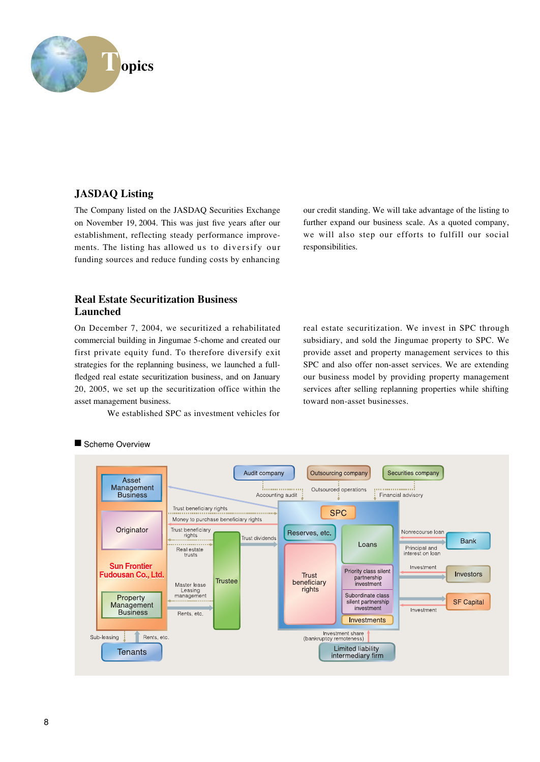# Topics

## JASDAQ Listing

The Company listed on the JASDAQ Securities Exchange on November 19, 2004. This was just five years after our establishment, reflecting steady performance improvements. The listing has allowed us to diversify our funding sources and reduce funding costs by enhancing our credit standing. We will take advantage of the listing to further expand our business scale. As a quoted company, we will also step our efforts to fulfill our social responsibilities.

## Real Estate Securitization Business Launched

On December 7, 2004, we securitized a rehabilitated commercial building in Jingumae 5-chome and created our first private equity fund. To therefore diversify exit strategies for the replanning business, we launched a full-fledged real estate securitization business, and on January 20, 2005, we set up the securitization office within the asset management business.

We established SPC as investment vehicles for real estate securitization. We invest in SPC through subsidiary, and sold the Jingumae property to SPC. We provide asset and property management services to this SPC and also offer non-asset services. We are extending our business model by providing property management services after selling replanning properties while shifting toward non-asset businesses.

**■ Scheme Overview**

Sun Frontier Fudousan Co., Ltd.: Asset Management Business; Originator; Property Management Business

Audit company — Accounting audit
Outsourcing company — Outsourced operations
Securities company — Financial advisory

Trust beneficiary rights
Money to purchase beneficiary rights
Trust beneficiary rights
Real estate trusts
Trustee
Trust dividends
Master lease
Leasing management
Rents, etc.

SPC: Reserves, etc.; Loans; Trust beneficiary rights; Priority class silent partnership investment; Subordinate class silent partnership investment; Investments

Nonrecourse loan / Principal and interest on loan — Bank
Investment — Investors
Investment — SF Capital

Investment share (bankruptcy remoteness) — Limited liability intermediary firm

Sub-leasing / Rents, etc. — Tenants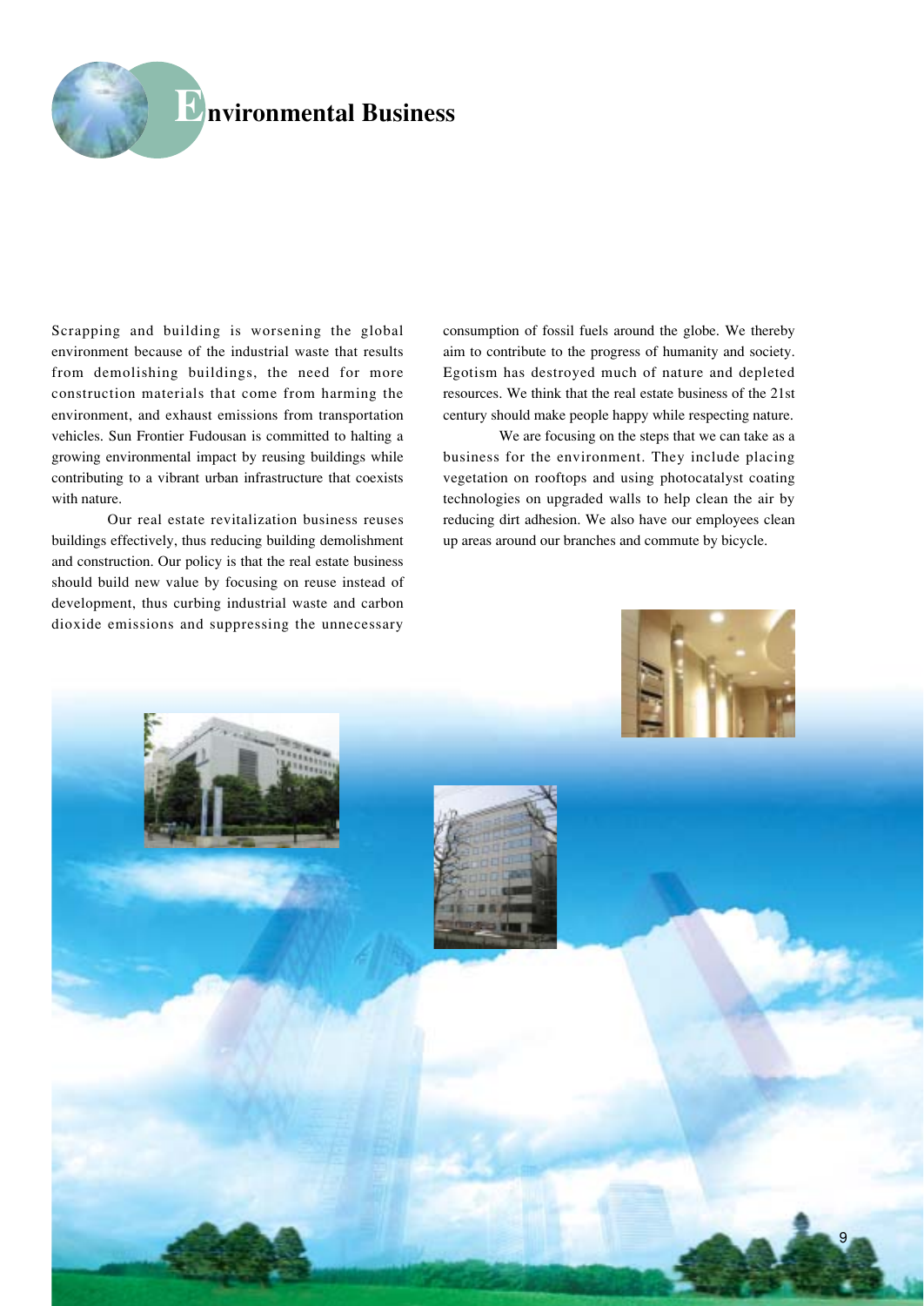# Environmental Business

Scrapping and building is worsening the global environment because of the industrial waste that results from demolishing buildings, the need for more construction materials that come from harming the environment, and exhaust emissions from transportation vehicles. Sun Frontier Fudousan is committed to halting a growing environmental impact by reusing buildings while contributing to a vibrant urban infrastructure that coexists with nature.

Our real estate revitalization business reuses buildings effectively, thus reducing building demolishment and construction. Our policy is that the real estate business should build new value by focusing on reuse instead of development, thus curbing industrial waste and carbon dioxide emissions and suppressing the unnecessary consumption of fossil fuels around the globe. We thereby aim to contribute to the progress of humanity and society. Egotism has destroyed much of nature and depleted resources. We think that the real estate business of the 21st century should make people happy while respecting nature.

We are focusing on the steps that we can take as a business for the environment. They include placing vegetation on rooftops and using photocatalyst coating technologies on upgraded walls to help clean the air by reducing dirt adhesion. We also have our employees clean up areas around our branches and commute by bicycle.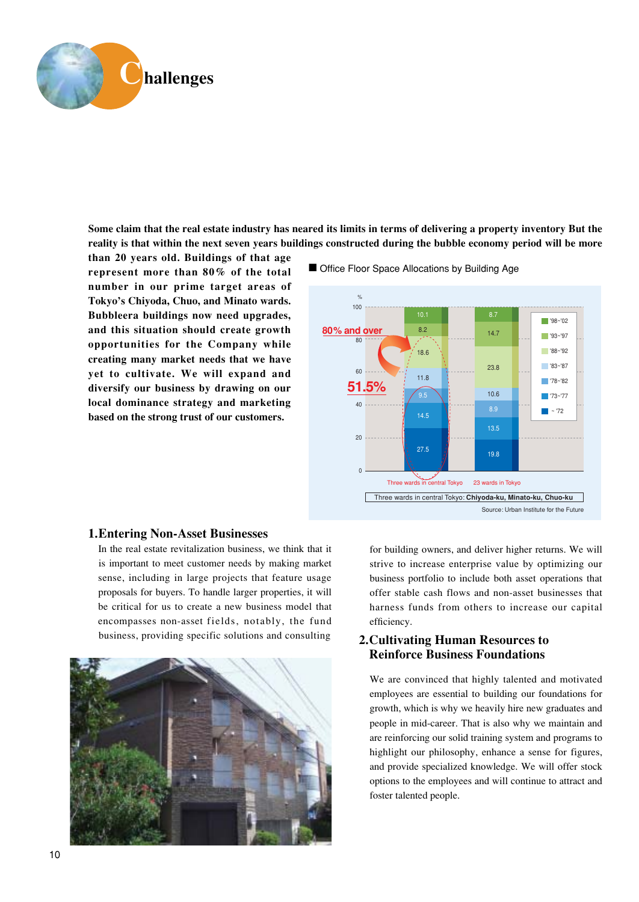# Challenges

**Some claim that the real estate industry has neared its limits in terms of delivering a property inventory But the reality is that within the next seven years buildings constructed during the bubble economy period will be more than 20 years old. Buildings of that age represent more than 80% of the total number in our prime target areas of Tokyo's Chiyoda, Chuo, and Minato wards. Bubbleera buildings now need upgrades, and this situation should create growth opportunities for the Company while creating many market needs that we have yet to cultivate. We will expand and diversify our business by drawing on our local dominance strategy and marketing based on the strong trust of our customers.**

■ Office Floor Space Allocations by Building Age

| (%) | Three wards in central Tokyo | 23 wards in Tokyo |
|---|---|---|
| '98~'02 | 10.1 | 8.7 |
| '93~'97 | 8.2 | 14.7 |
| '88~'92 | 18.6 | 23.8 |
| '83~'87 | 11.8 | 10.6 |
| '78~'82 | 9.5 | 8.9 |
| '73~'77 | 14.5 | 13.5 |
| ~'72 | 27.5 | 19.8 |

80% and over

51.5%

Three wards in central Tokyo: **Chiyoda-ku, Minato-ku, Chuo-ku**

Source: Urban Institute for the Future

## 1.Entering Non-Asset Businesses

In the real estate revitalization business, we think that it is important to meet customer needs by making market sense, including in large projects that feature usage proposals for buyers. To handle larger properties, it will be critical for us to create a new business model that encompasses non-asset fields, notably, the fund business, providing specific solutions and consulting for building owners, and deliver higher returns. We will strive to increase enterprise value by optimizing our business portfolio to include both asset operations that offer stable cash flows and non-asset businesses that harness funds from others to increase our capital efficiency.

## 2.Cultivating Human Resources to Reinforce Business Foundations

We are convinced that highly talented and motivated employees are essential to building our foundations for growth, which is why we heavily hire new graduates and people in mid-career. That is also why we maintain and are reinforcing our solid training system and programs to highlight our philosophy, enhance a sense for figures, and provide specialized knowledge. We will offer stock options to the employees and will continue to attract and foster talented people.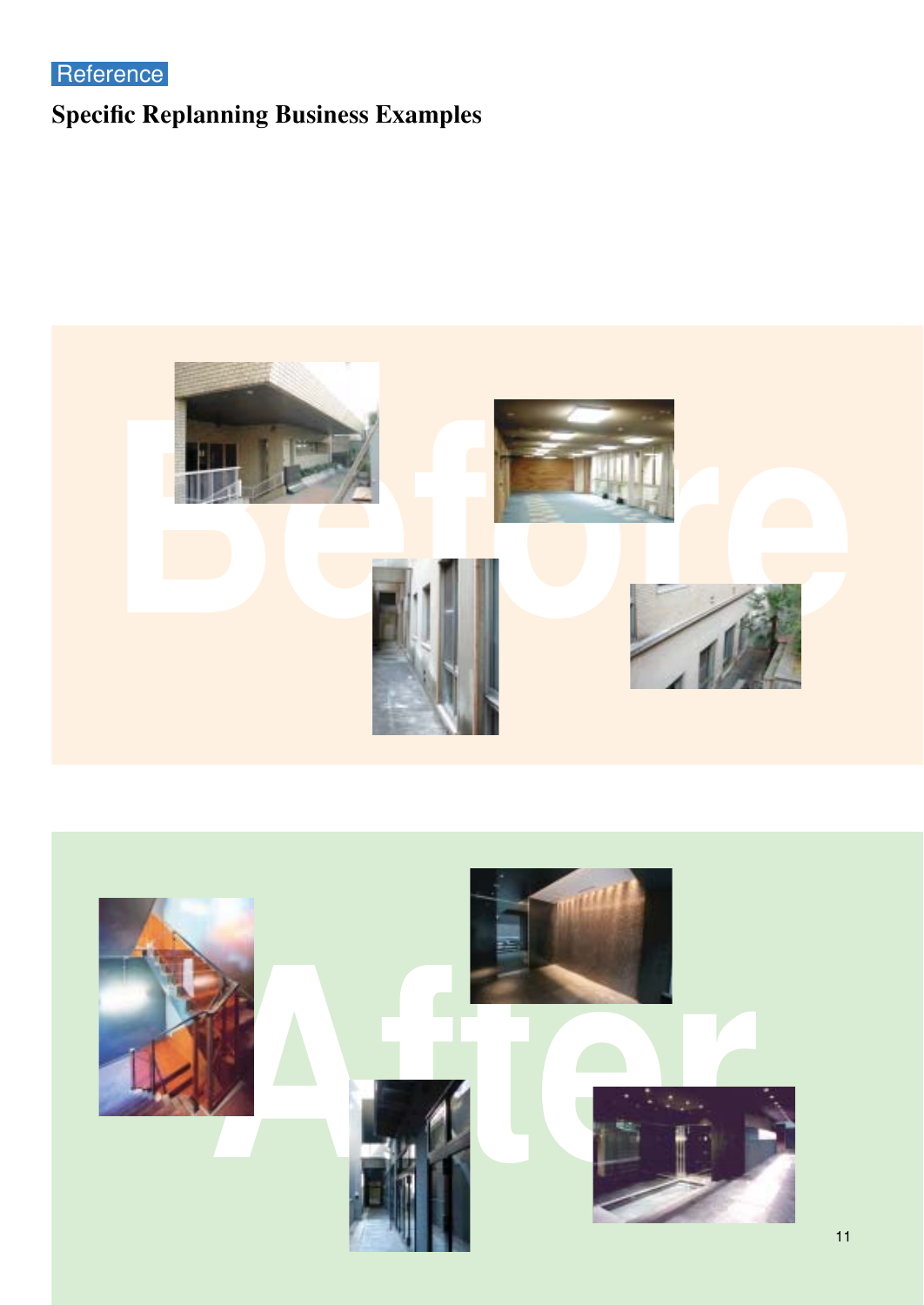Reference

## Specific Replanning Business Examples

Before

After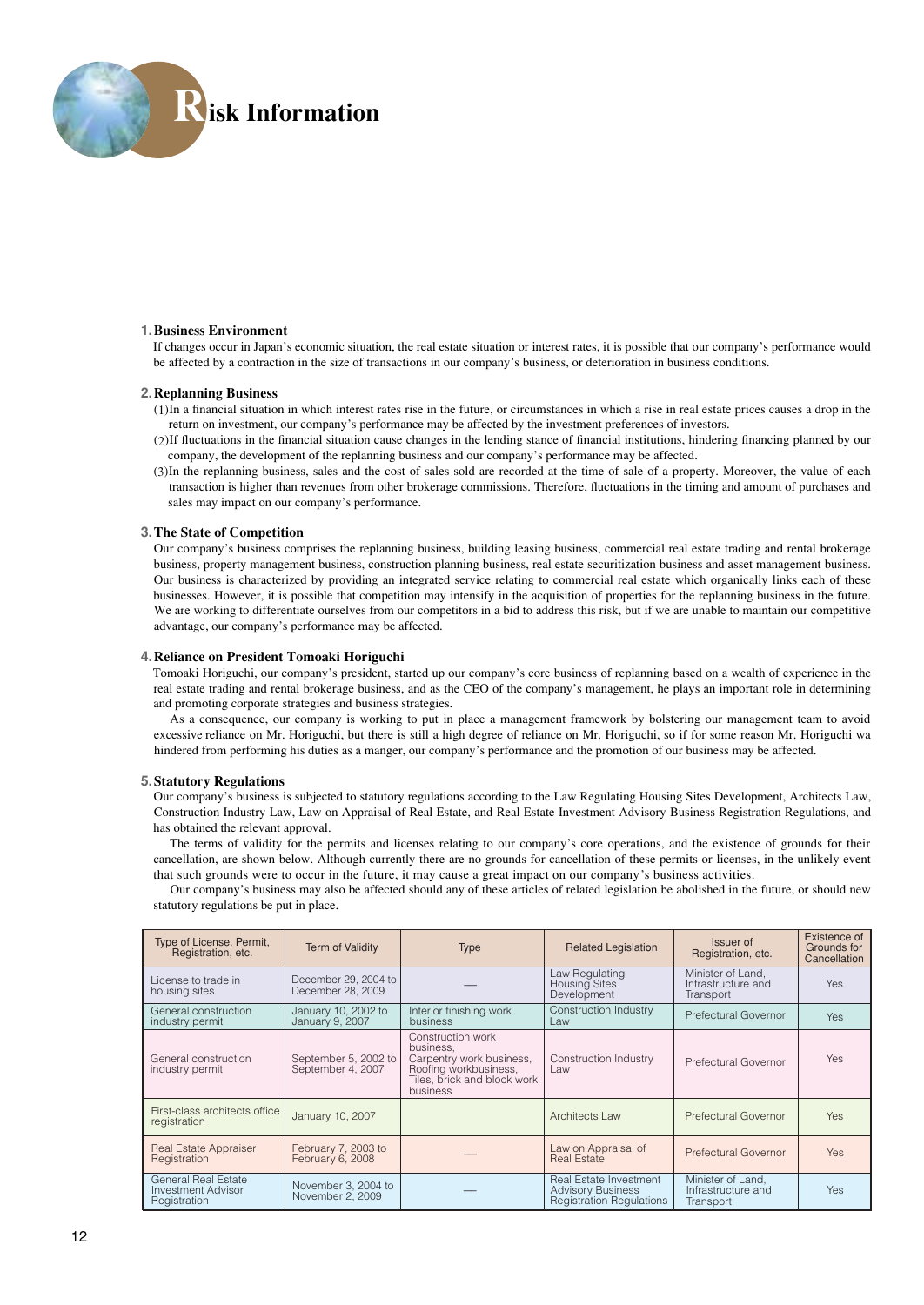# Risk Information

### 1. Business Environment

If changes occur in Japan's economic situation, the real estate situation or interest rates, it is possible that our company's performance would be affected by a contraction in the size of transactions in our company's business, or deterioration in business conditions.

### 2. Replanning Business

(1)In a financial situation in which interest rates rise in the future, or circumstances in which a rise in real estate prices causes a drop in the return on investment, our company's performance may be affected by the investment preferences of investors.

(2)If fluctuations in the financial situation cause changes in the lending stance of financial institutions, hindering financing planned by our company, the development of the replanning business and our company's performance may be affected.

(3)In the replanning business, sales and the cost of sales sold are recorded at the time of sale of a property. Moreover, the value of each transaction is higher than revenues from other brokerage commissions. Therefore, fluctuations in the timing and amount of purchases and sales may impact on our company's performance.

### 3. The State of Competition

Our company's business comprises the replanning business, building leasing business, commercial real estate trading and rental brokerage business, property management business, construction planning business, real estate securitization business and asset management business. Our business is characterized by providing an integrated service relating to commercial real estate which organically links each of these businesses. However, it is possible that competition may intensify in the acquisition of properties for the replanning business in the future. We are working to differentiate ourselves from our competitors in a bid to address this risk, but if we are unable to maintain our competitive advantage, our company's performance may be affected.

### 4. Reliance on President Tomoaki Horiguchi

Tomoaki Horiguchi, our company's president, started up our company's core business of replanning based on a wealth of experience in the real estate trading and rental brokerage business, and as the CEO of the company's management, he plays an important role in determining and promoting corporate strategies and business strategies.

As a consequence, our company is working to put in place a management framework by bolstering our management team to avoid excessive reliance on Mr. Horiguchi, but there is still a high degree of reliance on Mr. Horiguchi, so if for some reason Mr. Horiguchi wa hindered from performing his duties as a manger, our company's performance and the promotion of our business may be affected.

### 5. Statutory Regulations

Our company's business is subjected to statutory regulations according to the Law Regulating Housing Sites Development, Architects Law, Construction Industry Law, Law on Appraisal of Real Estate, and Real Estate Investment Advisory Business Registration Regulations, and has obtained the relevant approval.

The terms of validity for the permits and licenses relating to our company's core operations, and the existence of grounds for their cancellation, are shown below. Although currently there are no grounds for cancellation of these permits or licenses, in the unlikely event that such grounds were to occur in the future, it may cause a great impact on our company's business activities.

Our company's business may also be affected should any of these articles of related legislation be abolished in the future, or should new statutory regulations be put in place.

| Type of License, Permit, Registration, etc. | Term of Validity | Type | Related Legislation | Issuer of Registration, etc. | Existence of Grounds for Cancellation |
|---|---|---|---|---|---|
| License to trade in housing sites | December 29, 2004 to December 28, 2009 | — | Law Regulating Housing Sites Development | Minister of Land, Infrastructure and Transport | Yes |
| General construction industry permit | January 10, 2002 to January 9, 2007 | Interior finishing work business | Construction Industry Law | Prefectural Governor | Yes |
| General construction industry permit | September 5, 2002 to September 4, 2007 | Construction work business, Carpentry work business, Roofing workbusiness, Tiles, brick and block work business | Construction Industry Law | Prefectural Governor | Yes |
| First-class architects office registration | January 10, 2007 | | Architects Law | Prefectural Governor | Yes |
| Real Estate Appraiser Registration | February 7, 2003 to February 6, 2008 | — | Law on Appraisal of Real Estate | Prefectural Governor | Yes |
| General Real Estate Investment Advisor Registration | November 3, 2004 to November 2, 2009 | — | Real Estate Investment Advisory Business Registration Regulations | Minister of Land, Infrastructure and Transport | Yes |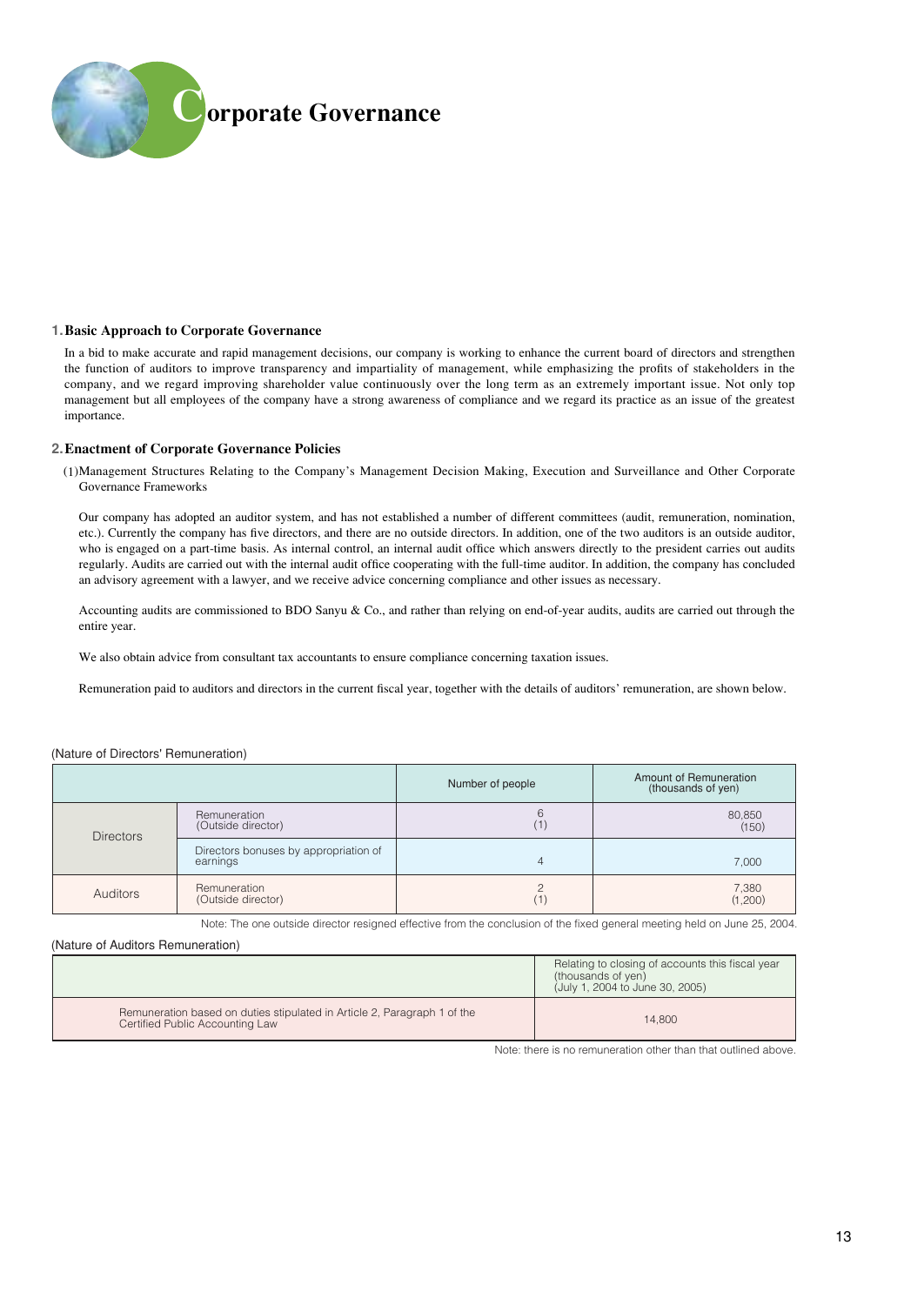# Corporate Governance

## 1. Basic Approach to Corporate Governance

In a bid to make accurate and rapid management decisions, our company is working to enhance the current board of directors and strengthen the function of auditors to improve transparency and impartiality of management, while emphasizing the profits of stakeholders in the company, and we regard improving shareholder value continuously over the long term as an extremely important issue. Not only top management but all employees of the company have a strong awareness of compliance and we regard its practice as an issue of the greatest importance.

## 2. Enactment of Corporate Governance Policies

(1) Management Structures Relating to the Company's Management Decision Making, Execution and Surveillance and Other Corporate Governance Frameworks

Our company has adopted an auditor system, and has not established a number of different committees (audit, remuneration, nomination, etc.). Currently the company has five directors, and there are no outside directors. In addition, one of the two auditors is an outside auditor, who is engaged on a part-time basis. As internal control, an internal audit office which answers directly to the president carries out audits regularly. Audits are carried out with the internal audit office cooperating with the full-time auditor. In addition, the company has concluded an advisory agreement with a lawyer, and we receive advice concerning compliance and other issues as necessary.

Accounting audits are commissioned to BDO Sanyu & Co., and rather than relying on end-of-year audits, audits are carried out through the entire year.

We also obtain advice from consultant tax accountants to ensure compliance concerning taxation issues.

Remuneration paid to auditors and directors in the current fiscal year, together with the details of auditors' remuneration, are shown below.

(Nature of Directors' Remuneration)

| | | Number of people | Amount of Remuneration (thousands of yen) |
|---|---|---|---|
| Directors | Remuneration (Outside director) | 6 (1) | 80,850 (150) |
| | Directors bonuses by appropriation of earnings | 4 | 7,000 |
| Auditors | Remuneration (Outside director) | 2 (1) | 7,380 (1,200) |

Note: The one outside director resigned effective from the conclusion of the fixed general meeting held on June 25, 2004.

(Nature of Auditors Remuneration)

| | Relating to closing of accounts this fiscal year (thousands of yen) (July 1, 2004 to June 30, 2005) |
|---|---|
| Remuneration based on duties stipulated in Article 2, Paragraph 1 of the Certified Public Accounting Law | 14,800 |

Note: there is no remuneration other than that outlined above.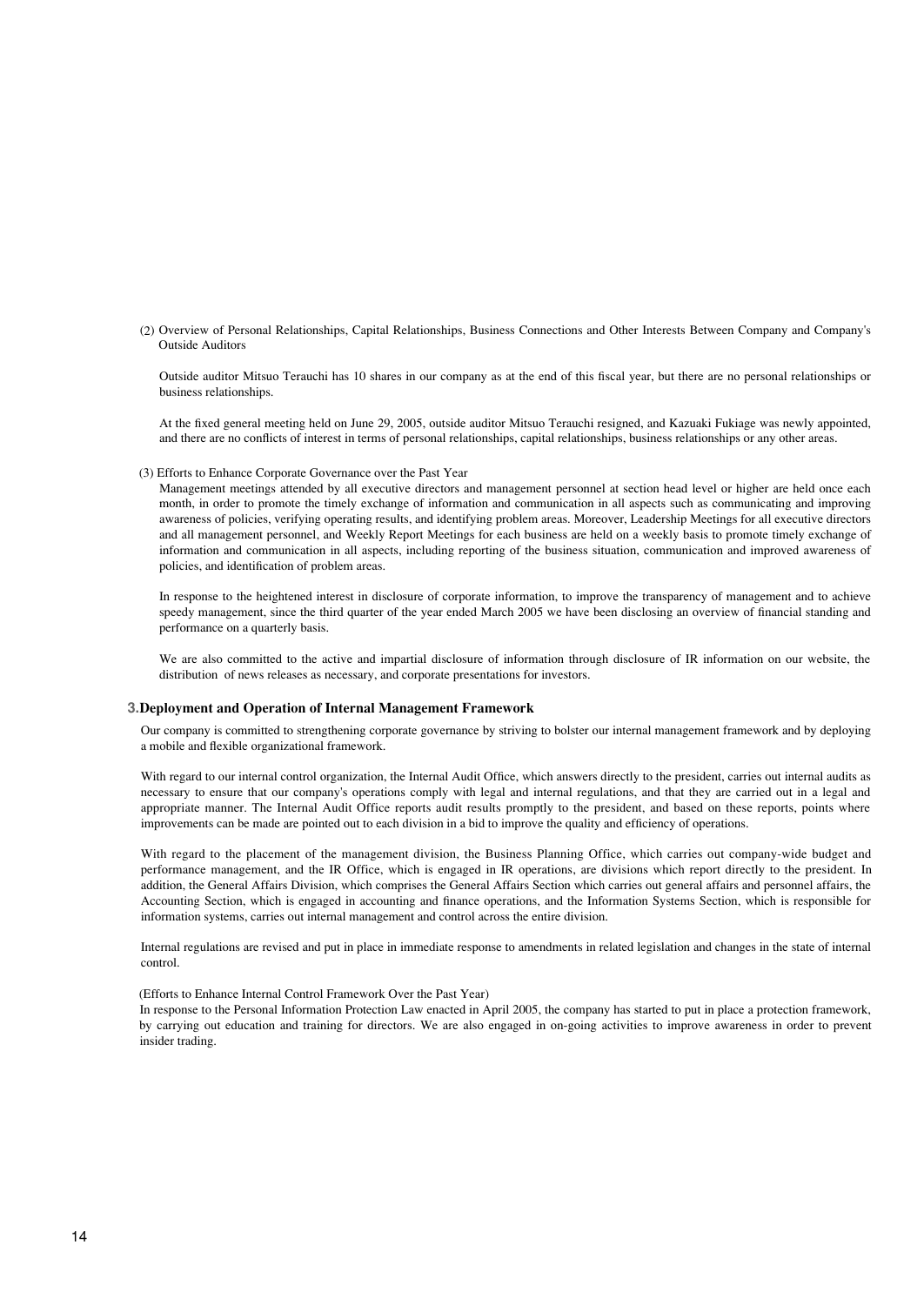(2) Overview of Personal Relationships, Capital Relationships, Business Connections and Other Interests Between Company and Company's Outside Auditors

Outside auditor Mitsuo Terauchi has 10 shares in our company as at the end of this fiscal year, but there are no personal relationships or business relationships.

At the fixed general meeting held on June 29, 2005, outside auditor Mitsuo Terauchi resigned, and Kazuaki Fukiage was newly appointed, and there are no conflicts of interest in terms of personal relationships, capital relationships, business relationships or any other areas.

(3) Efforts to Enhance Corporate Governance over the Past Year

Management meetings attended by all executive directors and management personnel at section head level or higher are held once each month, in order to promote the timely exchange of information and communication in all aspects such as communicating and improving awareness of policies, verifying operating results, and identifying problem areas. Moreover, Leadership Meetings for all executive directors and all management personnel, and Weekly Report Meetings for each business are held on a weekly basis to promote timely exchange of information and communication in all aspects, including reporting of the business situation, communication and improved awareness of policies, and identification of problem areas.

In response to the heightened interest in disclosure of corporate information, to improve the transparency of management and to achieve speedy management, since the third quarter of the year ended March 2005 we have been disclosing an overview of financial standing and performance on a quarterly basis.

We are also committed to the active and impartial disclosure of information through disclosure of IR information on our website, the distribution of news releases as necessary, and corporate presentations for investors.

## 3.Deployment and Operation of Internal Management Framework

Our company is committed to strengthening corporate governance by striving to bolster our internal management framework and by deploying a mobile and flexible organizational framework.

With regard to our internal control organization, the Internal Audit Office, which answers directly to the president, carries out internal audits as necessary to ensure that our company's operations comply with legal and internal regulations, and that they are carried out in a legal and appropriate manner. The Internal Audit Office reports audit results promptly to the president, and based on these reports, points where improvements can be made are pointed out to each division in a bid to improve the quality and efficiency of operations.

With regard to the placement of the management division, the Business Planning Office, which carries out company-wide budget and performance management, and the IR Office, which is engaged in IR operations, are divisions which report directly to the president. In addition, the General Affairs Division, which comprises the General Affairs Section which carries out general affairs and personnel affairs, the Accounting Section, which is engaged in accounting and finance operations, and the Information Systems Section, which is responsible for information systems, carries out internal management and control across the entire division.

Internal regulations are revised and put in place in immediate response to amendments in related legislation and changes in the state of internal control.

(Efforts to Enhance Internal Control Framework Over the Past Year)

In response to the Personal Information Protection Law enacted in April 2005, the company has started to put in place a protection framework, by carrying out education and training for directors. We are also engaged in on-going activities to improve awareness in order to prevent insider trading.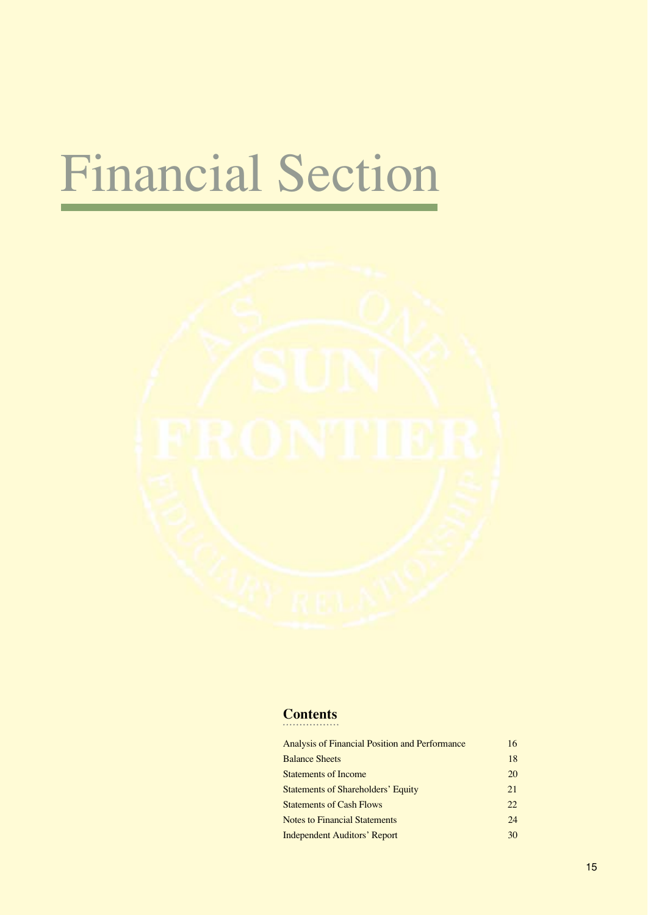# Financial Section

## Contents

| | |
|---|---|
| Analysis of Financial Position and Performance | 16 |
| Balance Sheets | 18 |
| Statements of Income | 20 |
| Statements of Shareholders' Equity | 21 |
| Statements of Cash Flows | 22 |
| Notes to Financial Statements | 24 |
| Independent Auditors' Report | 30 |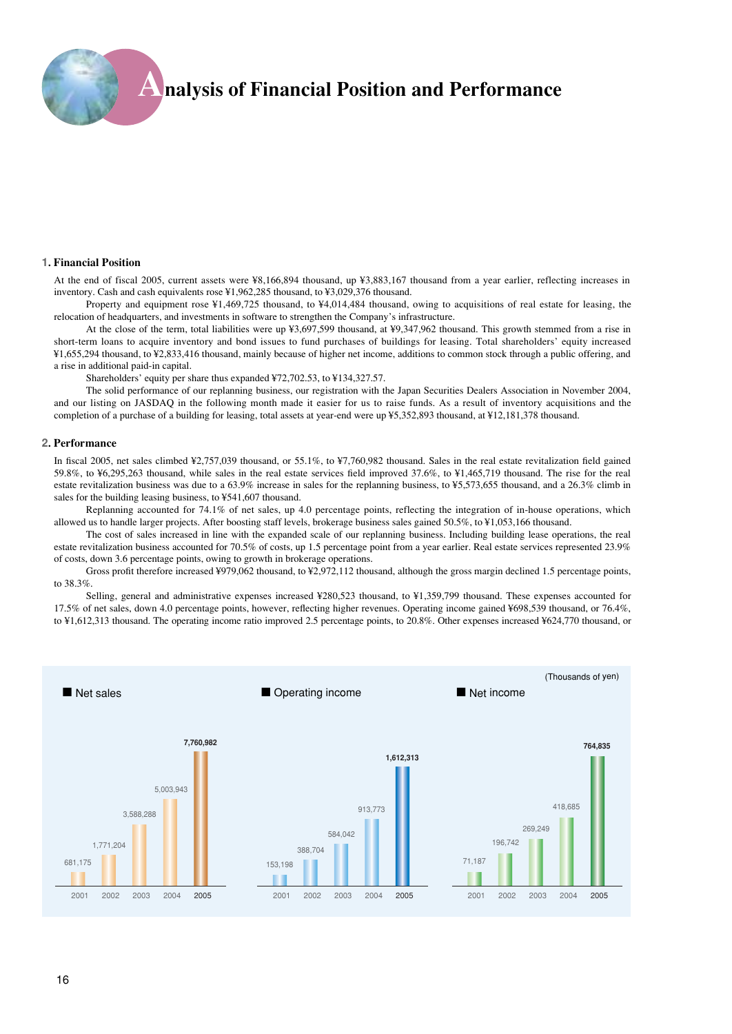# Analysis of Financial Position and Performance

## 1. Financial Position

At the end of fiscal 2005, current assets were ¥8,166,894 thousand, up ¥3,883,167 thousand from a year earlier, reflecting increases in inventory. Cash and cash equivalents rose ¥1,962,285 thousand, to ¥3,029,376 thousand.

Property and equipment rose ¥1,469,725 thousand, to ¥4,014,484 thousand, owing to acquisitions of real estate for leasing, the relocation of headquarters, and investments in software to strengthen the Company's infrastructure.

At the close of the term, total liabilities were up ¥3,697,599 thousand, at ¥9,347,962 thousand. This growth stemmed from a rise in short-term loans to acquire inventory and bond issues to fund purchases of buildings for leasing. Total shareholders' equity increased ¥1,655,294 thousand, to ¥2,833,416 thousand, mainly because of higher net income, additions to common stock through a public offering, and a rise in additional paid-in capital.

Shareholders' equity per share thus expanded ¥72,702.53, to ¥134,327.57.

The solid performance of our replanning business, our registration with the Japan Securities Dealers Association in November 2004, and our listing on JASDAQ in the following month made it easier for us to raise funds. As a result of inventory acquisitions and the completion of a purchase of a building for leasing, total assets at year-end were up ¥5,352,893 thousand, at ¥12,181,378 thousand.

## 2. Performance

In fiscal 2005, net sales climbed ¥2,757,039 thousand, or 55.1%, to ¥7,760,982 thousand. Sales in the real estate revitalization field gained 59.8%, to ¥6,295,263 thousand, while sales in the real estate services field improved 37.6%, to ¥1,465,719 thousand. The rise for the real estate revitalization business was due to a 63.9% increase in sales for the replanning business, to ¥5,573,655 thousand, and a 26.3% climb in sales for the building leasing business, to ¥541,607 thousand.

Replanning accounted for 74.1% of net sales, up 4.0 percentage points, reflecting the integration of in-house operations, which allowed us to handle larger projects. After boosting staff levels, brokerage business sales gained 50.5%, to ¥1,053,166 thousand.

The cost of sales increased in line with the expanded scale of our replanning business. Including building lease operations, the real estate revitalization business accounted for 70.5% of costs, up 1.5 percentage point from a year earlier. Real estate services represented 23.9% of costs, down 3.6 percentage points, owing to growth in brokerage operations.

Gross profit therefore increased ¥979,062 thousand, to ¥2,972,112 thousand, although the gross margin declined 1.5 percentage points, to 38.3%.

Selling, general and administrative expenses increased ¥280,523 thousand, to ¥1,359,799 thousand. These expenses accounted for 17.5% of net sales, down 4.0 percentage points, however, reflecting higher revenues. Operating income gained ¥698,539 thousand, or 76.4%, to ¥1,612,313 thousand. The operating income ratio improved 2.5 percentage points, to 20.8%. Other expenses increased ¥624,770 thousand, or

(Thousands of yen)

| | Net sales | Operating income | Net income |
|---|---|---|---|
| 2001 | 681,175 | 153,198 | 71,187 |
| 2002 | 1,771,204 | 388,704 | 196,742 |
| 2003 | 3,588,288 | 584,042 | 269,249 |
| 2004 | 5,003,943 | 913,773 | 418,685 |
| 2005 | **7,760,982** | **1,612,313** | **764,835** |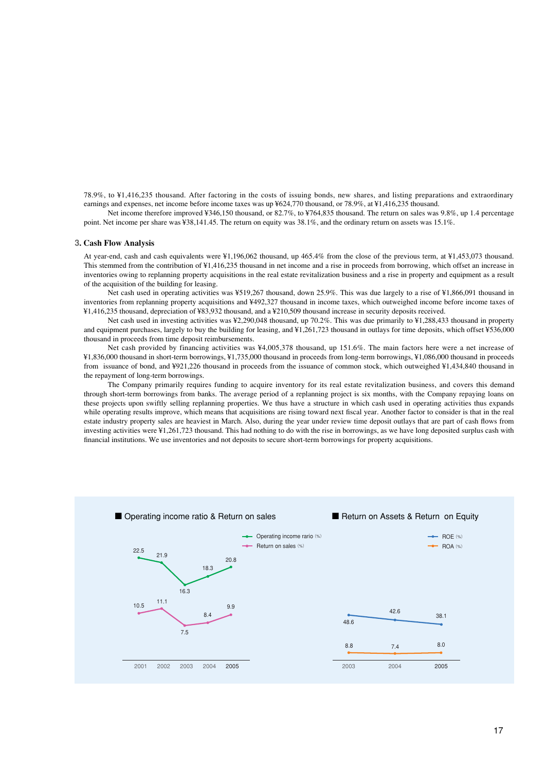78.9%, to ¥1,416,235 thousand. After factoring in the costs of issuing bonds, new shares, and listing preparations and extraordinary earnings and expenses, net income before income taxes was up ¥624,770 thousand, or 78.9%, at ¥1,416,235 thousand.

Net income therefore improved ¥346,150 thousand, or 82.7%, to ¥764,835 thousand. The return on sales was 9.8%, up 1.4 percentage point. Net income per share was ¥38,141.45. The return on equity was 38.1%, and the ordinary return on assets was 15.1%.

## 3. Cash Flow Analysis

At year-end, cash and cash equivalents were ¥1,196,062 thousand, up 465.4% from the close of the previous term, at ¥1,453,073 thousand. This stemmed from the contribution of ¥1,416,235 thousand in net income and a rise in proceeds from borrowing, which offset an increase in inventories owing to replanning property acquisitions in the real estate revitalization business and a rise in property and equipment as a result of the acquisition of the building for leasing.

Net cash used in operating activities was ¥519,267 thousand, down 25.9%. This was due largely to a rise of ¥1,866,091 thousand in inventories from replanning property acquisitions and ¥492,327 thousand in income taxes, which outweighed income before income taxes of ¥1,416,235 thousand, depreciation of ¥83,932 thousand, and a ¥210,509 thousand increase in security deposits received.

Net cash used in investing activities was ¥2,290,048 thousand, up 70.2%. This was due primarily to ¥1,288,433 thousand in property and equipment purchases, largely to buy the building for leasing, and ¥1,261,723 thousand in outlays for time deposits, which offset ¥536,000 thousand in proceeds from time deposit reimbursements.

Net cash provided by financing activities was ¥4,005,378 thousand, up 151.6%. The main factors here were a net increase of ¥1,836,000 thousand in short-term borrowings, ¥1,735,000 thousand in proceeds from long-term borrowings, ¥1,086,000 thousand in proceeds from issuance of bond, and ¥921,226 thousand in proceeds from the issuance of common stock, which outweighed ¥1,434,840 thousand in the repayment of long-term borrowings.

The Company primarily requires funding to acquire inventory for its real estate revitalization business, and covers this demand through short-term borrowings from banks. The average period of a replanning project is six months, with the Company repaying loans on these projects upon swiftly selling replanning properties. We thus have a structure in which cash used in operating activities thus expands while operating results improve, which means that acquisitions are rising toward next fiscal year. Another factor to consider is that in the real estate industry property sales are heaviest in March. Also, during the year under review time deposit outlays that are part of cash flows from investing activities were ¥1,261,723 thousand. This had nothing to do with the rise in borrowings, as we have long deposited surplus cash with financial institutions. We use inventories and not deposits to secure short-term borrowings for property acquisitions.

■ Operating income ratio & Return on sales

| | 2001 | 2002 | 2003 | 2004 | 2005 |
|---|---|---|---|---|---|
| Operating income rario (%) | 22.5 | 21.9 | 16.3 | 18.3 | 20.8 |
| Return on sales (%) | 10.5 | 11.1 | 7.5 | 8.4 | 9.9 |

■ Return on Assets & Return on Equity

| | 2003 | 2004 | 2005 |
|---|---|---|---|
| ROE (%) | 48.6 | 42.6 | 38.1 |
| ROA (%) | 8.8 | 7.4 | 8.0 |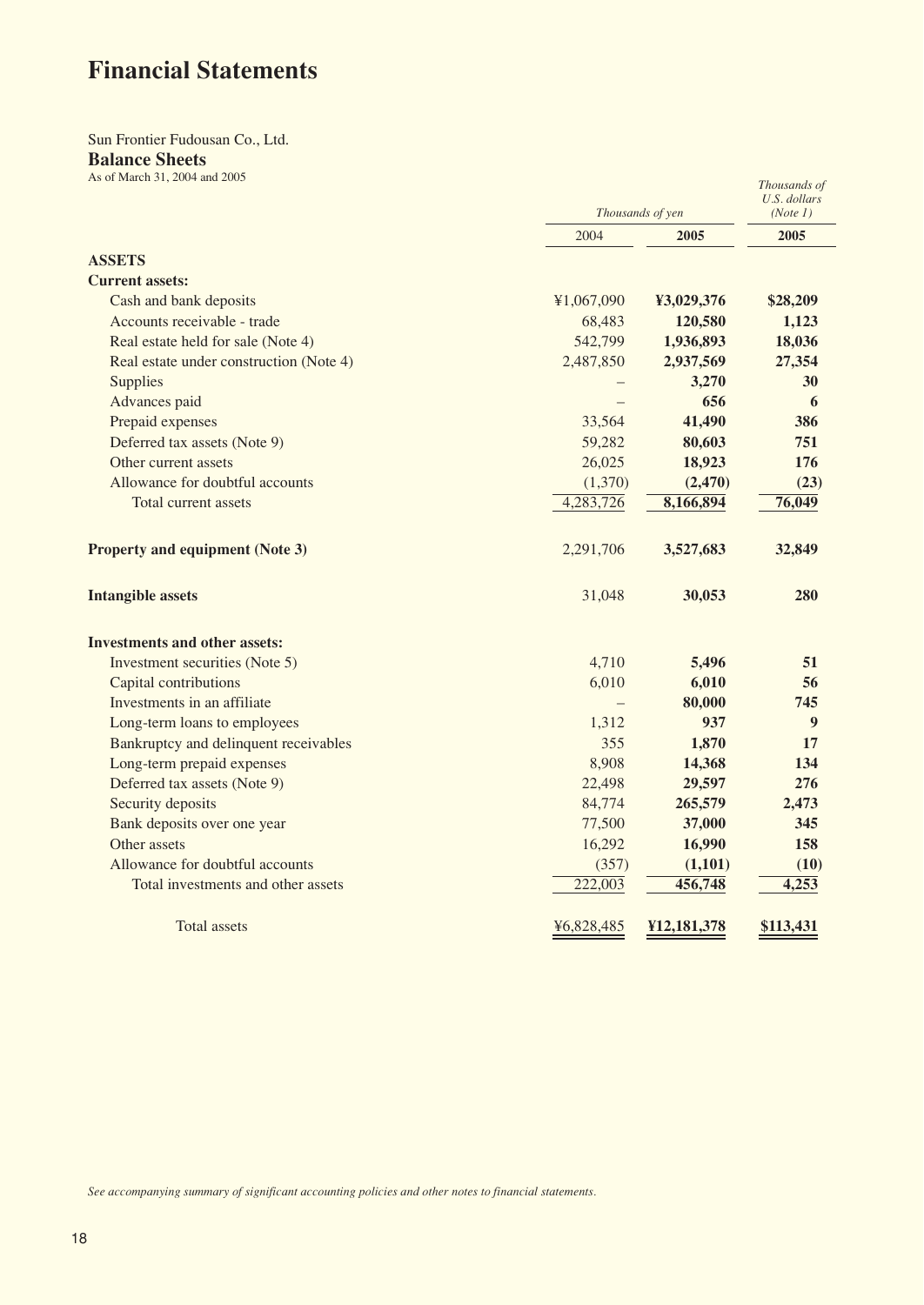# Financial Statements

Sun Frontier Fudousan Co., Ltd.

## Balance Sheets

As of March 31, 2004 and 2005

| | *Thousands of yen* | | *Thousands of U.S. dollars (Note 1)* |
|---|---|---|---|
| | 2004 | **2005** | **2005** |
| **ASSETS** | | | |
| **Current assets:** | | | |
| Cash and bank deposits | ¥1,067,090 | **¥3,029,376** | **$28,209** |
| Accounts receivable - trade | 68,483 | **120,580** | **1,123** |
| Real estate held for sale (Note 4) | 542,799 | **1,936,893** | **18,036** |
| Real estate under construction (Note 4) | 2,487,850 | **2,937,569** | **27,354** |
| Supplies | – | **3,270** | **30** |
| Advances paid | – | **656** | **6** |
| Prepaid expenses | 33,564 | **41,490** | **386** |
| Deferred tax assets (Note 9) | 59,282 | **80,603** | **751** |
| Other current assets | 26,025 | **18,923** | **176** |
| Allowance for doubtful accounts | (1,370) | **(2,470)** | **(23)** |
| Total current assets | 4,283,726 | **8,166,894** | **76,049** |
| **Property and equipment (Note 3)** | 2,291,706 | **3,527,683** | **32,849** |
| **Intangible assets** | 31,048 | **30,053** | **280** |
| **Investments and other assets:** | | | |
| Investment securities (Note 5) | 4,710 | **5,496** | **51** |
| Capital contributions | 6,010 | **6,010** | **56** |
| Investments in an affiliate | – | **80,000** | **745** |
| Long-term loans to employees | 1,312 | **937** | **9** |
| Bankruptcy and delinquent receivables | 355 | **1,870** | **17** |
| Long-term prepaid expenses | 8,908 | **14,368** | **134** |
| Deferred tax assets (Note 9) | 22,498 | **29,597** | **276** |
| Security deposits | 84,774 | **265,579** | **2,473** |
| Bank deposits over one year | 77,500 | **37,000** | **345** |
| Other assets | 16,292 | **16,990** | **158** |
| Allowance for doubtful accounts | (357) | **(1,101)** | **(10)** |
| Total investments and other assets | 222,003 | **456,748** | **4,253** |
| Total assets | ¥6,828,485 | **¥12,181,378** | **$113,431** |

*See accompanying summary of significant accounting policies and other notes to financial statements.*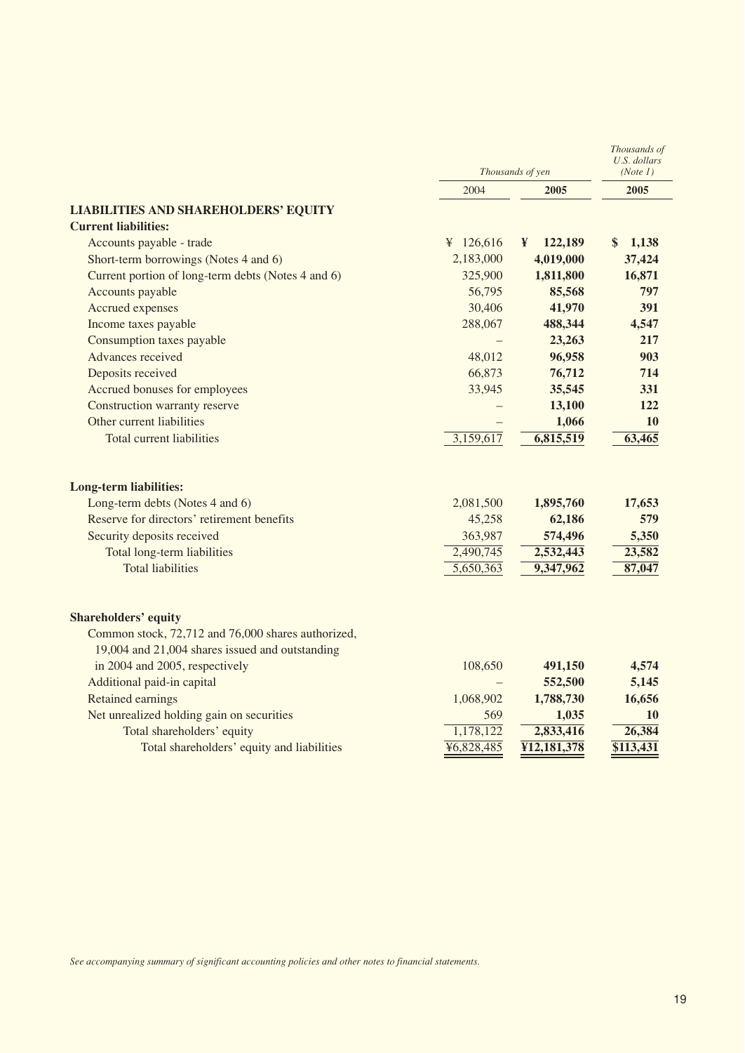| | Thousands of yen | | Thousands of U.S. dollars (Note 1) |
|---|---|---|---|
| | 2004 | **2005** | **2005** |
| **LIABILITIES AND SHAREHOLDERS' EQUITY** | | | |
| **Current liabilities:** | | | |
| Accounts payable - trade | ¥ 126,616 | **¥ 122,189** | **$ 1,138** |
| Short-term borrowings (Notes 4 and 6) | 2,183,000 | **4,019,000** | **37,424** |
| Current portion of long-term debts (Notes 4 and 6) | 325,900 | **1,811,800** | **16,871** |
| Accounts payable | 56,795 | **85,568** | **797** |
| Accrued expenses | 30,406 | **41,970** | **391** |
| Income taxes payable | 288,067 | **488,344** | **4,547** |
| Consumption taxes payable | – | **23,263** | **217** |
| Advances received | 48,012 | **96,958** | **903** |
| Deposits received | 66,873 | **76,712** | **714** |
| Accrued bonuses for employees | 33,945 | **35,545** | **331** |
| Construction warranty reserve | – | **13,100** | **122** |
| Other current liabilities | – | **1,066** | **10** |
| Total current liabilities | 3,159,617 | **6,815,519** | **63,465** |
| | | | |
| **Long-term liabilities:** | | | |
| Long-term debts (Notes 4 and 6) | 2,081,500 | **1,895,760** | **17,653** |
| Reserve for directors' retirement benefits | 45,258 | **62,186** | **579** |
| Security deposits received | 363,987 | **574,496** | **5,350** |
| Total long-term liabilities | 2,490,745 | **2,532,443** | **23,582** |
| Total liabilities | 5,650,363 | **9,347,962** | **87,047** |
| | | | |
| **Shareholders' equity** | | | |
| Common stock, 72,712 and 76,000 shares authorized, 19,004 and 21,004 shares issued and outstanding in 2004 and 2005, respectively | 108,650 | **491,150** | **4,574** |
| Additional paid-in capital | – | **552,500** | **5,145** |
| Retained earnings | 1,068,902 | **1,788,730** | **16,656** |
| Net unrealized holding gain on securities | 569 | **1,035** | **10** |
| Total shareholders' equity | 1,178,122 | **2,833,416** | **26,384** |
| Total shareholders' equity and liabilities | ¥6,828,485 | **¥12,181,378** | **$113,431** |

*See accompanying summary of significant accounting policies and other notes to financial statements.*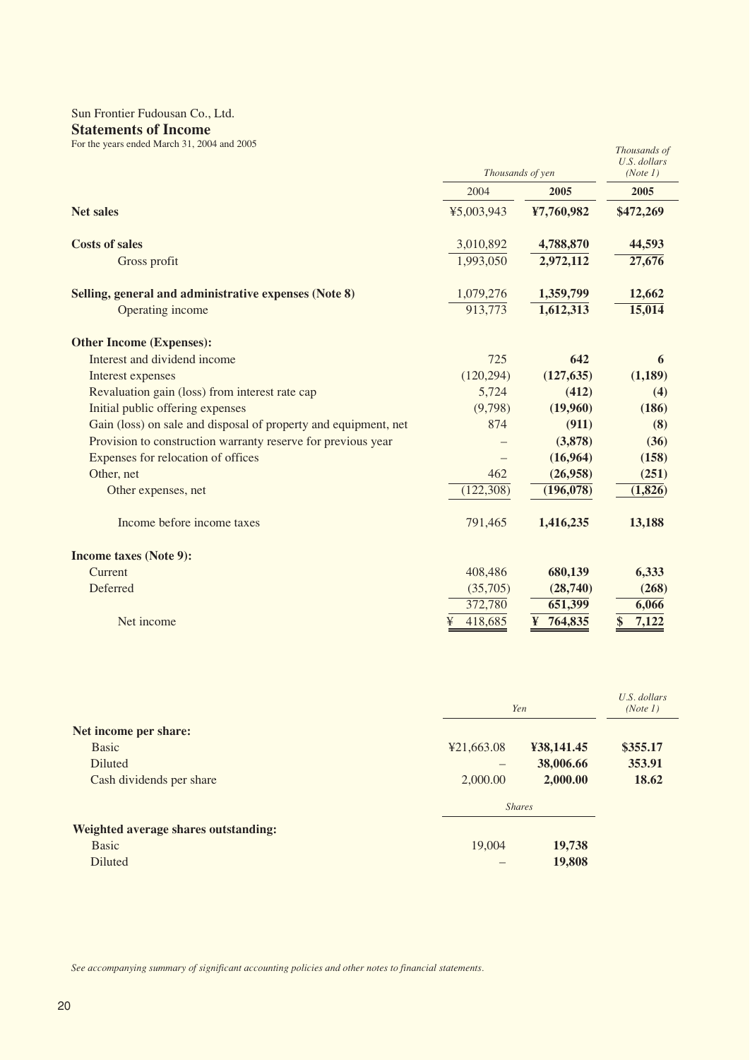Sun Frontier Fudousan Co., Ltd.

## Statements of Income

For the years ended March 31, 2004 and 2005

| | *Thousands of yen* | | *Thousands of U.S. dollars (Note 1)* |
|---|---|---|---|
| | 2004 | **2005** | **2005** |
| **Net sales** | ¥5,003,943 | **¥7,760,982** | **$472,269** |
| **Costs of sales** | 3,010,892 | **4,788,870** | **44,593** |
| Gross profit | 1,993,050 | **2,972,112** | **27,676** |
| **Selling, general and administrative expenses (Note 8)** | 1,079,276 | **1,359,799** | **12,662** |
| Operating income | 913,773 | **1,612,313** | **15,014** |
| **Other Income (Expenses):** | | | |
| Interest and dividend income | 725 | **642** | **6** |
| Interest expenses | (120,294) | **(127,635)** | **(1,189)** |
| Revaluation gain (loss) from interest rate cap | 5,724 | **(412)** | **(4)** |
| Initial public offering expenses | (9,798) | **(19,960)** | **(186)** |
| Gain (loss) on sale and disposal of property and equipment, net | 874 | **(911)** | **(8)** |
| Provision to construction warranty reserve for previous year | – | **(3,878)** | **(36)** |
| Expenses for relocation of offices | – | **(16,964)** | **(158)** |
| Other, net | 462 | **(26,958)** | **(251)** |
| Other expenses, net | (122,308) | **(196,078)** | **(1,826)** |
| Income before income taxes | 791,465 | **1,416,235** | **13,188** |
| **Income taxes (Note 9):** | | | |
| Current | 408,486 | **680,139** | **6,333** |
| Deferred | (35,705) | **(28,740)** | **(268)** |
| | 372,780 | **651,399** | **6,066** |
| Net income | ¥ 418,685 | **¥ 764,835** | **$ 7,122** |

| | *Yen* | | *U.S. dollars (Note 1)* |
|---|---|---|---|
| **Net income per share:** | | | |
| Basic | ¥21,663.08 | **¥38,141.45** | **$355.17** |
| Diluted | – | **38,006.66** | **353.91** |
| Cash dividends per share | 2,000.00 | **2,000.00** | **18.62** |
| | *Shares* | | |
| **Weighted average shares outstanding:** | | | |
| Basic | 19,004 | **19,738** | |
| Diluted | – | **19,808** | |

*See accompanying summary of significant accounting policies and other notes to financial statements.*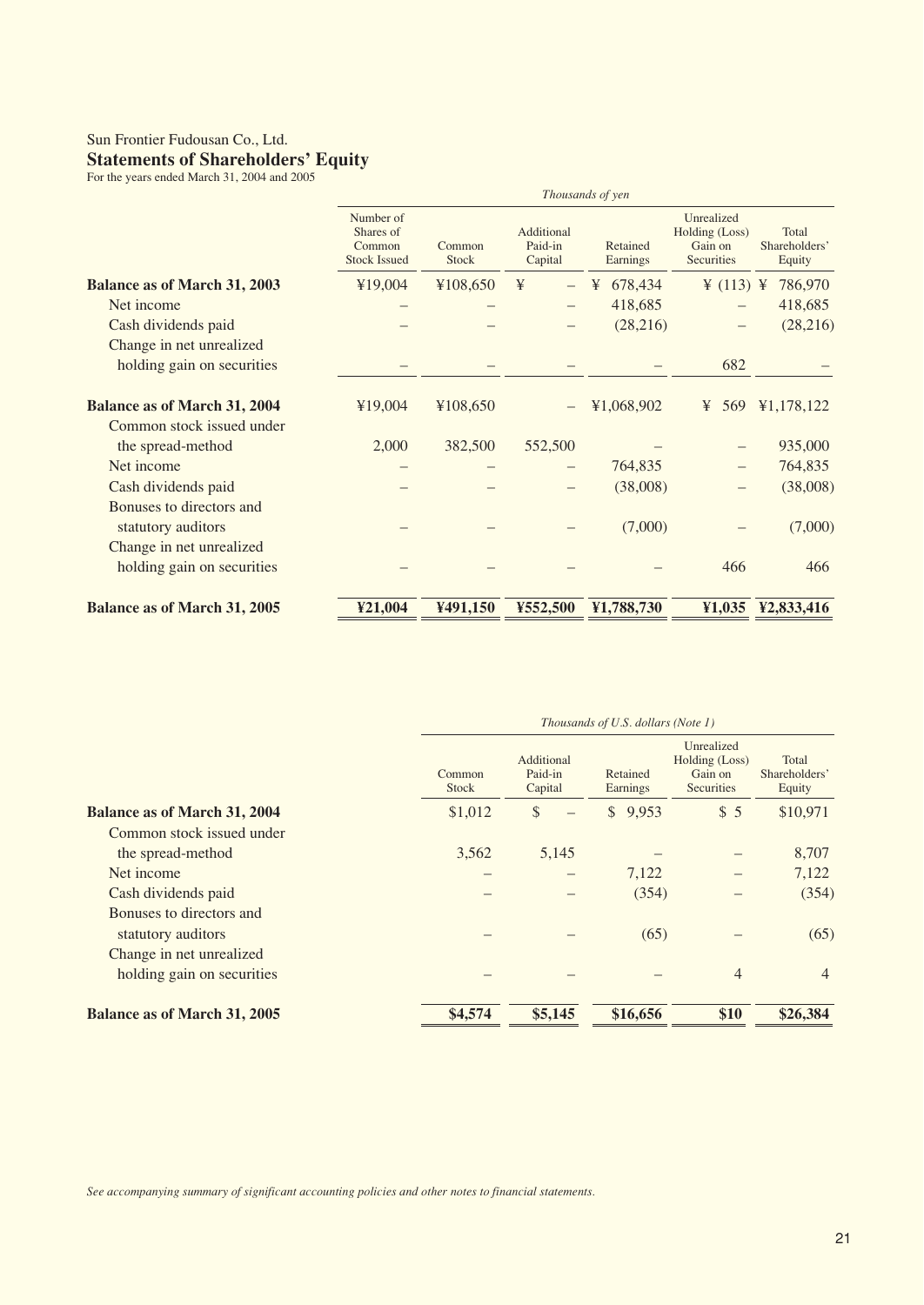Sun Frontier Fudousan Co., Ltd.

## Statements of Shareholders' Equity

For the years ended March 31, 2004 and 2005

| | *Thousands of yen* | | | | | |
|---|---|---|---|---|---|---|
| | Number of Shares of Common Stock Issued | Common Stock | Additional Paid-in Capital | Retained Earnings | Unrealized Holding (Loss) Gain on Securities | Total Shareholders' Equity |
| **Balance as of March 31, 2003** | ¥19,004 | ¥108,650 | ¥ – | ¥ 678,434 | ¥ (113) | ¥ 786,970 |
| Net income | – | – | – | 418,685 | – | 418,685 |
| Cash dividends paid | – | – | – | (28,216) | – | (28,216) |
| Change in net unrealized holding gain on securities | – | – | – | – | 682 | – |
| **Balance as of March 31, 2004** | ¥19,004 | ¥108,650 | – | ¥1,068,902 | ¥ 569 | ¥1,178,122 |
| Common stock issued under the spread-method | 2,000 | 382,500 | 552,500 | – | – | 935,000 |
| Net income | – | – | – | 764,835 | – | 764,835 |
| Cash dividends paid | – | – | – | (38,008) | – | (38,008) |
| Bonuses to directors and statutory auditors | – | – | – | (7,000) | – | (7,000) |
| Change in net unrealized holding gain on securities | – | – | – | – | 466 | 466 |
| **Balance as of March 31, 2005** | **¥21,004** | **¥491,150** | **¥552,500** | **¥1,788,730** | **¥1,035** | **¥2,833,416** |

| | *Thousands of U.S. dollars (Note 1)* | | | | |
|---|---|---|---|---|---|
| | Common Stock | Additional Paid-in Capital | Retained Earnings | Unrealized Holding (Loss) Gain on Securities | Total Shareholders' Equity |
| **Balance as of March 31, 2004** | $1,012 | $ – | $ 9,953 | $ 5 | $10,971 |
| Common stock issued under the spread-method | 3,562 | 5,145 | – | – | 8,707 |
| Net income | – | – | 7,122 | – | 7,122 |
| Cash dividends paid | – | – | (354) | – | (354) |
| Bonuses to directors and statutory auditors | – | – | (65) | – | (65) |
| Change in net unrealized holding gain on securities | – | – | – | 4 | 4 |
| **Balance as of March 31, 2005** | **$4,574** | **$5,145** | **$16,656** | **$10** | **$26,384** |

*See accompanying summary of significant accounting policies and other notes to financial statements.*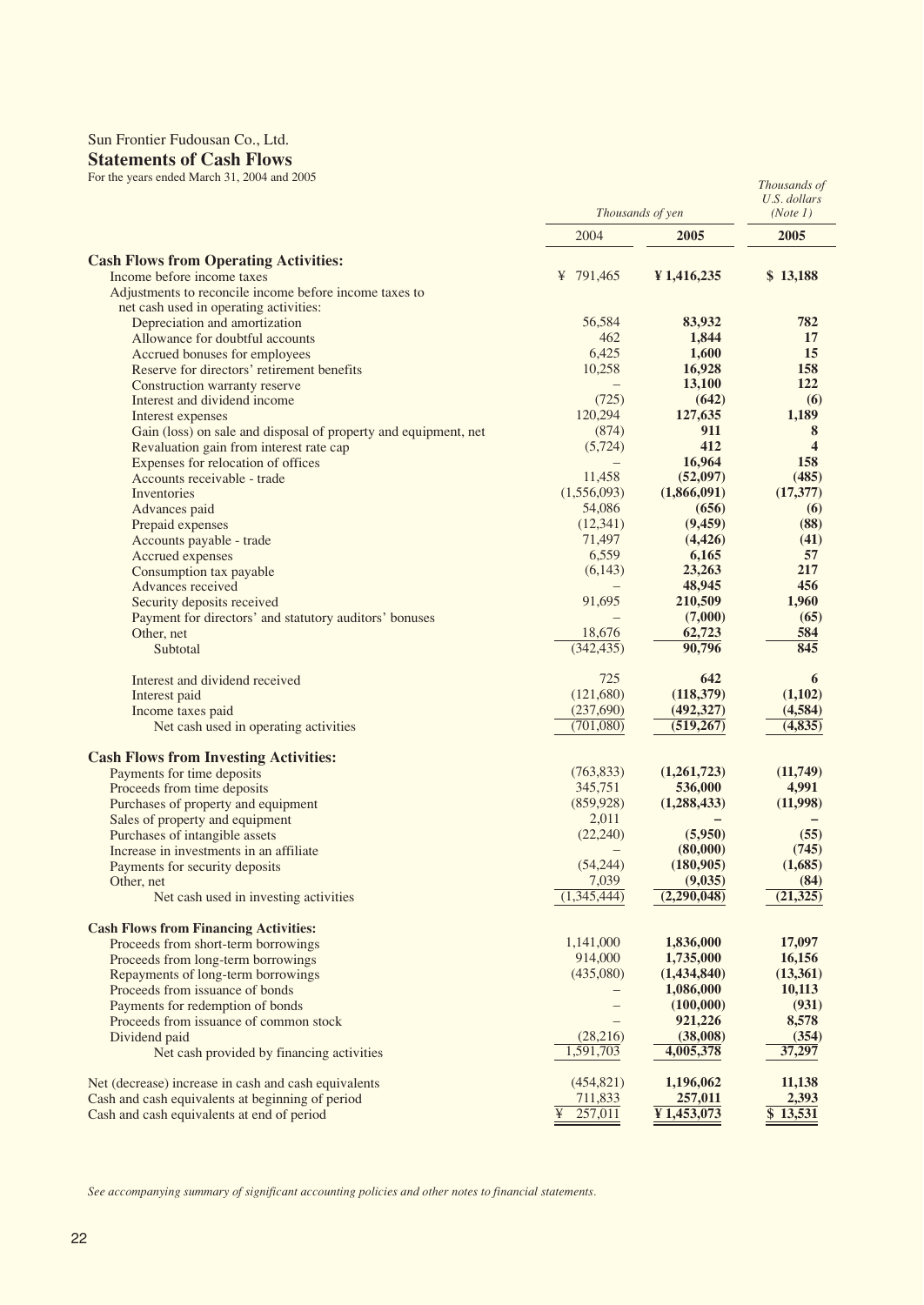Sun Frontier Fudousan Co., Ltd.

## Statements of Cash Flows

For the years ended March 31, 2004 and 2005

| | *Thousands of yen* | | *Thousands of U.S. dollars (Note 1)* |
|---|---|---|---|
| | 2004 | **2005** | **2005** |
| **Cash Flows from Operating Activities:** | | | |
| Income before income taxes | ¥ 791,465 | **¥ 1,416,235** | **$ 13,188** |
| Adjustments to reconcile income before income taxes to net cash used in operating activities: | | | |
| Depreciation and amortization | 56,584 | **83,932** | **782** |
| Allowance for doubtful accounts | 462 | **1,844** | **17** |
| Accrued bonuses for employees | 6,425 | **1,600** | **15** |
| Reserve for directors' retirement benefits | 10,258 | **16,928** | **158** |
| Construction warranty reserve | – | **13,100** | **122** |
| Interest and dividend income | (725) | **(642)** | **(6)** |
| Interest expenses | 120,294 | **127,635** | **1,189** |
| Gain (loss) on sale and disposal of property and equipment, net | (874) | **911** | **8** |
| Revaluation gain from interest rate cap | (5,724) | **412** | **4** |
| Expenses for relocation of offices | – | **16,964** | **158** |
| Accounts receivable - trade | 11,458 | **(52,097)** | **(485)** |
| Inventories | (1,556,093) | **(1,866,091)** | **(17,377)** |
| Advances paid | 54,086 | **(656)** | **(6)** |
| Prepaid expenses | (12,341) | **(9,459)** | **(88)** |
| Accounts payable - trade | 71,497 | **(4,426)** | **(41)** |
| Accrued expenses | 6,559 | **6,165** | **57** |
| Consumption tax payable | (6,143) | **23,263** | **217** |
| Advances received | – | **48,945** | **456** |
| Security deposits received | 91,695 | **210,509** | **1,960** |
| Payment for directors' and statutory auditors' bonuses | – | **(7,000)** | **(65)** |
| Other, net | 18,676 | **62,723** | **584** |
| Subtotal | (342,435) | **90,796** | **845** |
| Interest and dividend received | 725 | **642** | **6** |
| Interest paid | (121,680) | **(118,379)** | **(1,102)** |
| Income taxes paid | (237,690) | **(492,327)** | **(4,584)** |
| Net cash used in operating activities | (701,080) | **(519,267)** | **(4,835)** |
| **Cash Flows from Investing Activities:** | | | |
| Payments for time deposits | (763,833) | **(1,261,723)** | **(11,749)** |
| Proceeds from time deposits | 345,751 | **536,000** | **4,991** |
| Purchases of property and equipment | (859,928) | **(1,288,433)** | **(11,998)** |
| Sales of property and equipment | 2,011 | **–** | **–** |
| Purchases of intangible assets | (22,240) | **(5,950)** | **(55)** |
| Increase in investments in an affiliate | – | **(80,000)** | **(745)** |
| Payments for security deposits | (54,244) | **(180,905)** | **(1,685)** |
| Other, net | 7,039 | **(9,035)** | **(84)** |
| Net cash used in investing activities | (1,345,444) | **(2,290,048)** | **(21,325)** |
| **Cash Flows from Financing Activities:** | | | |
| Proceeds from short-term borrowings | 1,141,000 | **1,836,000** | **17,097** |
| Proceeds from long-term borrowings | 914,000 | **1,735,000** | **16,156** |
| Repayments of long-term borrowings | (435,080) | **(1,434,840)** | **(13,361)** |
| Proceeds from issuance of bonds | – | **1,086,000** | **10,113** |
| Payments for redemption of bonds | – | **(100,000)** | **(931)** |
| Proceeds from issuance of common stock | – | **921,226** | **8,578** |
| Dividend paid | (28,216) | **(38,008)** | **(354)** |
| Net cash provided by financing activities | 1,591,703 | **4,005,378** | **37,297** |
| Net (decrease) increase in cash and cash equivalents | (454,821) | **1,196,062** | **11,138** |
| Cash and cash equivalents at beginning of period | 711,833 | **257,011** | **2,393** |
| Cash and cash equivalents at end of period | ¥ 257,011 | **¥ 1,453,073** | **$ 13,531** |

*See accompanying summary of significant accounting policies and other notes to financial statements.*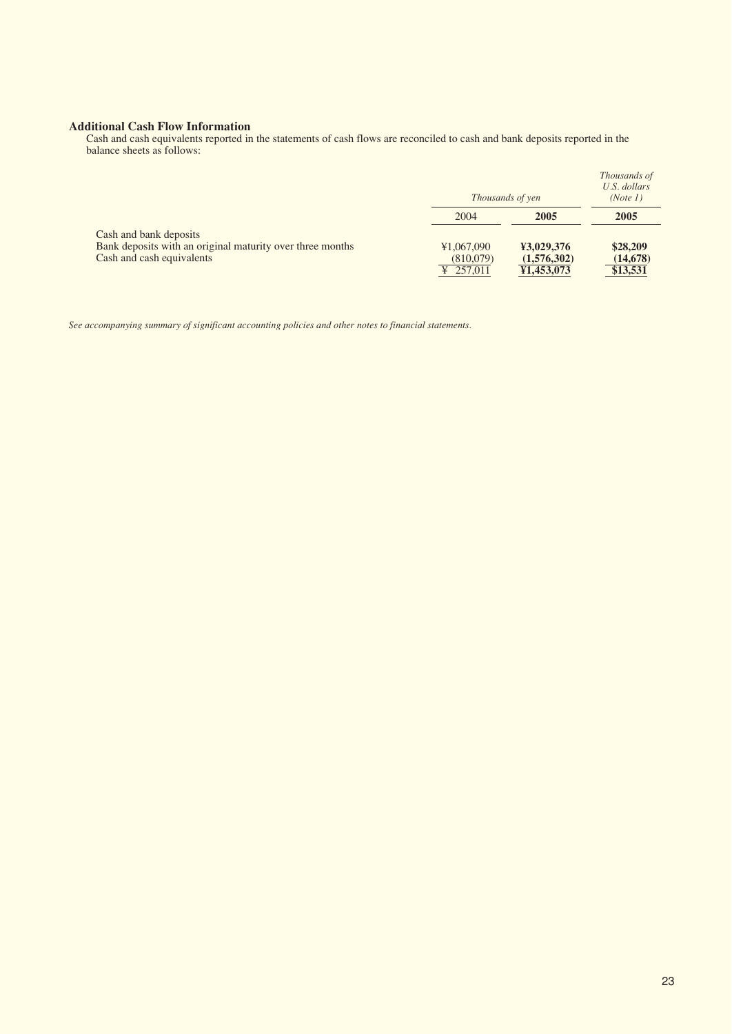### Additional Cash Flow Information

Cash and cash equivalents reported in the statements of cash flows are reconciled to cash and bank deposits reported in the balance sheets as follows:

| | *Thousands of yen* | | *Thousands of U.S. dollars (Note 1)* |
|---|---|---|---|
| | 2004 | **2005** | **2005** |
| Cash and bank deposits | ¥1,067,090 | **¥3,029,376** | **$28,209** |
| Bank deposits with an original maturity over three months | (810,079) | **(1,576,302)** | **(14,678)** |
| Cash and cash equivalents | ¥ 257,011 | **¥1,453,073** | **$13,531** |

*See accompanying summary of significant accounting policies and other notes to financial statements.*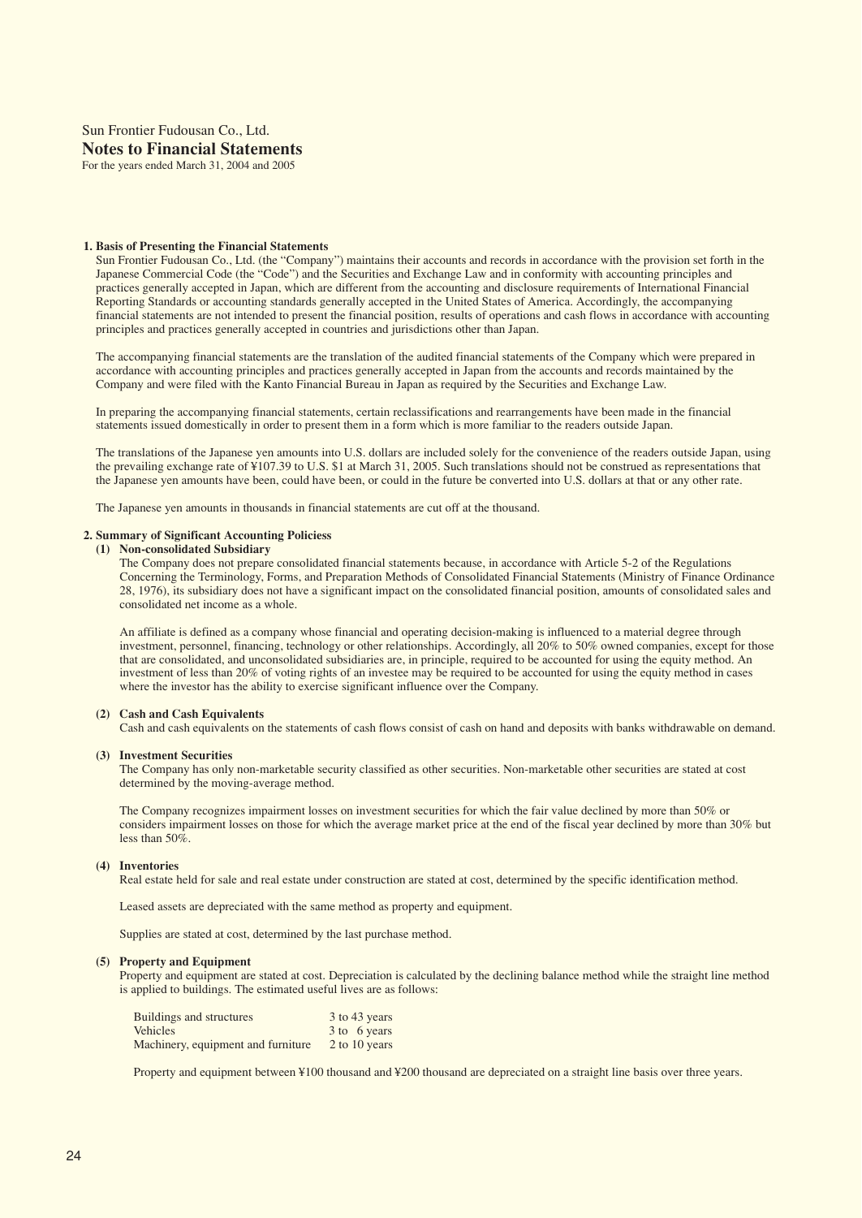Sun Frontier Fudousan Co., Ltd.

# Notes to Financial Statements

For the years ended March 31, 2004 and 2005

## 1. Basis of Presenting the Financial Statements

Sun Frontier Fudousan Co., Ltd. (the "Company") maintains their accounts and records in accordance with the provision set forth in the Japanese Commercial Code (the "Code") and the Securities and Exchange Law and in conformity with accounting principles and practices generally accepted in Japan, which are different from the accounting and disclosure requirements of International Financial Reporting Standards or accounting standards generally accepted in the United States of America. Accordingly, the accompanying financial statements are not intended to present the financial position, results of operations and cash flows in accordance with accounting principles and practices generally accepted in countries and jurisdictions other than Japan.

The accompanying financial statements are the translation of the audited financial statements of the Company which were prepared in accordance with accounting principles and practices generally accepted in Japan from the accounts and records maintained by the Company and were filed with the Kanto Financial Bureau in Japan as required by the Securities and Exchange Law.

In preparing the accompanying financial statements, certain reclassifications and rearrangements have been made in the financial statements issued domestically in order to present them in a form which is more familiar to the readers outside Japan.

The translations of the Japanese yen amounts into U.S. dollars are included solely for the convenience of the readers outside Japan, using the prevailing exchange rate of ¥107.39 to U.S. $1 at March 31, 2005. Such translations should not be construed as representations that the Japanese yen amounts have been, could have been, or could in the future be converted into U.S. dollars at that or any other rate.

The Japanese yen amounts in thousands in financial statements are cut off at the thousand.

## 2. Summary of Significant Accounting Policiess

### (1) Non-consolidated Subsidiary

The Company does not prepare consolidated financial statements because, in accordance with Article 5-2 of the Regulations Concerning the Terminology, Forms, and Preparation Methods of Consolidated Financial Statements (Ministry of Finance Ordinance 28, 1976), its subsidiary does not have a significant impact on the consolidated financial position, amounts of consolidated sales and consolidated net income as a whole.

An affiliate is defined as a company whose financial and operating decision-making is influenced to a material degree through investment, personnel, financing, technology or other relationships. Accordingly, all 20% to 50% owned companies, except for those that are consolidated, and unconsolidated subsidiaries are, in principle, required to be accounted for using the equity method. An investment of less than 20% of voting rights of an investee may be required to be accounted for using the equity method in cases where the investor has the ability to exercise significant influence over the Company.

### (2) Cash and Cash Equivalents

Cash and cash equivalents on the statements of cash flows consist of cash on hand and deposits with banks withdrawable on demand.

### (3) Investment Securities

The Company has only non-marketable security classified as other securities. Non-marketable other securities are stated at cost determined by the moving-average method.

The Company recognizes impairment losses on investment securities for which the fair value declined by more than 50% or considers impairment losses on those for which the average market price at the end of the fiscal year declined by more than 30% but less than 50%.

### (4) Inventories

Real estate held for sale and real estate under construction are stated at cost, determined by the specific identification method.

Leased assets are depreciated with the same method as property and equipment.

Supplies are stated at cost, determined by the last purchase method.

### (5) Property and Equipment

Property and equipment are stated at cost. Depreciation is calculated by the declining balance method while the straight line method is applied to buildings. The estimated useful lives are as follows:

| | |
|---|---|
| Buildings and structures | 3 to 43 years |
| Vehicles | 3 to 6 years |
| Machinery, equipment and furniture | 2 to 10 years |

Property and equipment between ¥100 thousand and ¥200 thousand are depreciated on a straight line basis over three years.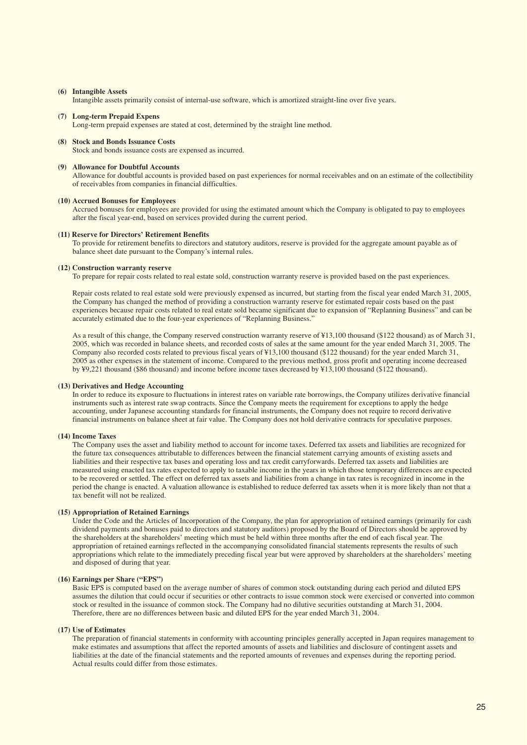**(6) Intangible Assets**

Intangible assets primarily consist of internal-use software, which is amortized straight-line over five years.

**(7) Long-term Prepaid Expens**

Long-term prepaid expenses are stated at cost, determined by the straight line method.

**(8) Stock and Bonds Issuance Costs**

Stock and bonds issuance costs are expensed as incurred.

**(9) Allowance for Doubtful Accounts**

Allowance for doubtful accounts is provided based on past experiences for normal receivables and on an estimate of the collectibility of receivables from companies in financial difficulties.

**(10) Accrued Bonuses for Employees**

Accrued bonuses for employees are provided for using the estimated amount which the Company is obligated to pay to employees after the fiscal year-end, based on services provided during the current period.

**(11) Reserve for Directors' Retirement Benefits**

To provide for retirement benefits to directors and statutory auditors, reserve is provided for the aggregate amount payable as of balance sheet date pursuant to the Company's internal rules.

**(12) Construction warranty reserve**

To prepare for repair costs related to real estate sold, construction warranty reserve is provided based on the past experiences.

Repair costs related to real estate sold were previously expensed as incurred, but starting from the fiscal year ended March 31, 2005, the Company has changed the method of providing a construction warranty reserve for estimated repair costs based on the past experiences because repair costs related to real estate sold became significant due to expansion of "Replanning Business" and can be accurately estimated due to the four-year experiences of "Replanning Business."

As a result of this change, the Company reserved construction warranty reserve of ¥13,100 thousand ($122 thousand) as of March 31, 2005, which was recorded in balance sheets, and recorded costs of sales at the same amount for the year ended March 31, 2005. The Company also recorded costs related to previous fiscal years of ¥13,100 thousand ($122 thousand) for the year ended March 31, 2005 as other expenses in the statement of income. Compared to the previous method, gross profit and operating income decreased by ¥9,221 thousand ($86 thousand) and income before income taxes decreased by ¥13,100 thousand ($122 thousand).

**(13) Derivatives and Hedge Accounting**

In order to reduce its exposure to fluctuations in interest rates on variable rate borrowings, the Company utilizes derivative financial instruments such as interest rate swap contracts. Since the Company meets the requirement for exceptions to apply the hedge accounting, under Japanese accounting standards for financial instruments, the Company does not require to record derivative financial instruments on balance sheet at fair value. The Company does not hold derivative contracts for speculative purposes.

**(14) Income Taxes**

The Company uses the asset and liability method to account for income taxes. Deferred tax assets and liabilities are recognized for the future tax consequences attributable to differences between the financial statement carrying amounts of existing assets and liabilities and their respective tax bases and operating loss and tax credit carryforwards. Deferred tax assets and liabilities are measured using enacted tax rates expected to apply to taxable income in the years in which those temporary differences are expected to be recovered or settled. The effect on deferred tax assets and liabilities from a change in tax rates is recognized in income in the period the change is enacted. A valuation allowance is established to reduce deferred tax assets when it is more likely than not that a tax benefit will not be realized.

**(15) Appropriation of Retained Earnings**

Under the Code and the Articles of Incorporation of the Company, the plan for appropriation of retained earnings (primarily for cash dividend payments and bonuses paid to directors and statutory auditors) proposed by the Board of Directors should be approved by the shareholders at the shareholders' meeting which must be held within three months after the end of each fiscal year. The appropriation of retained earnings reflected in the accompanying consolidated financial statements represents the results of such appropriations which relate to the immediately preceding fiscal year but were approved by shareholders at the shareholders' meeting and disposed of during that year.

**(16) Earnings per Share ("EPS")**

Basic EPS is computed based on the average number of shares of common stock outstanding during each period and diluted EPS assumes the dilution that could occur if securities or other contracts to issue common stock were exercised or converted into common stock or resulted in the issuance of common stock. The Company had no dilutive securities outstanding at March 31, 2004. Therefore, there are no differences between basic and diluted EPS for the year ended March 31, 2004.

**(17) Use of Estimates**

The preparation of financial statements in conformity with accounting principles generally accepted in Japan requires management to make estimates and assumptions that affect the reported amounts of assets and liabilities and disclosure of contingent assets and liabilities at the date of the financial statements and the reported amounts of revenues and expenses during the reporting period. Actual results could differ from those estimates.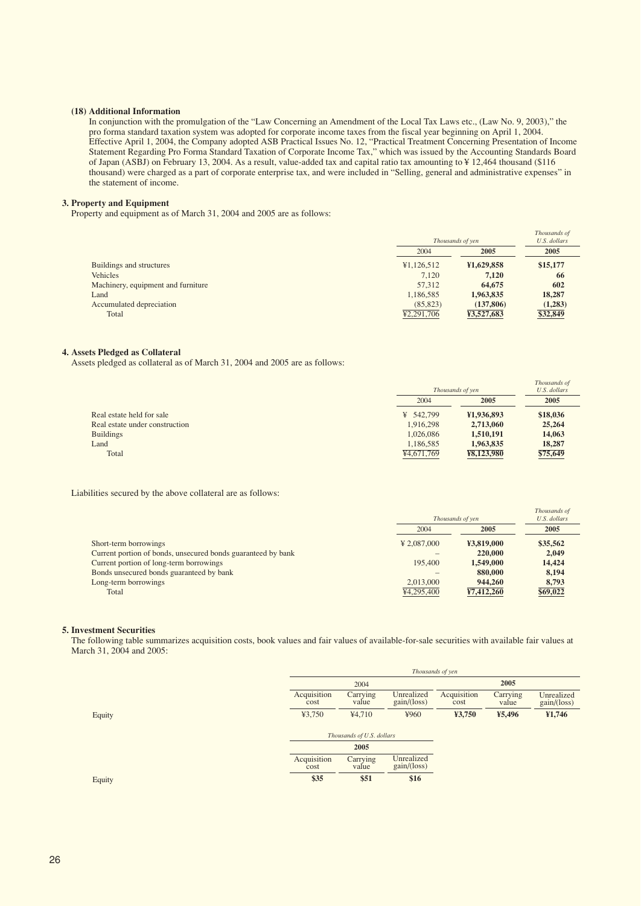**(18) Additional Information**

In conjunction with the promulgation of the "Law Concerning an Amendment of the Local Tax Laws etc., (Law No. 9, 2003)," the pro forma standard taxation system was adopted for corporate income taxes from the fiscal year beginning on April 1, 2004. Effective April 1, 2004, the Company adopted ASB Practical Issues No. 12, "Practical Treatment Concerning Presentation of Income Statement Regarding Pro Forma Standard Taxation of Corporate Income Tax," which was issued by the Accounting Standards Board of Japan (ASBJ) on February 13, 2004. As a result, value-added tax and capital ratio tax amounting to ¥ 12,464 thousand ($116 thousand) were charged as a part of corporate enterprise tax, and were included in "Selling, general and administrative expenses" in the statement of income.

## 3. Property and Equipment

Property and equipment as of March 31, 2004 and 2005 are as follows:

| | *Thousands of yen* | | *Thousands of U.S. dollars* |
|---|---|---|---|
| | 2004 | **2005** | **2005** |
| Buildings and structures | ¥1,126,512 | **¥1,629,858** | **$15,177** |
| Vehicles | 7,120 | **7,120** | **66** |
| Machinery, equipment and furniture | 57,312 | **64,675** | **602** |
| Land | 1,186,585 | **1,963,835** | **18,287** |
| Accumulated depreciation | (85,823) | **(137,806)** | **(1,283)** |
| Total | ¥2,291,706 | **¥3,527,683** | **$32,849** |

## 4. Assets Pledged as Collateral

Assets pledged as collateral as of March 31, 2004 and 2005 are as follows:

| | *Thousands of yen* | | *Thousands of U.S. dollars* |
|---|---|---|---|
| | 2004 | **2005** | **2005** |
| Real estate held for sale | ¥ 542,799 | **¥1,936,893** | **$18,036** |
| Real estate under construction | 1,916,298 | **2,713,060** | **25,264** |
| Buildings | 1,026,086 | **1,510,191** | **14,063** |
| Land | 1,186,585 | **1,963,835** | **18,287** |
| Total | ¥4,671,769 | **¥8,123,980** | **$75,649** |

Liabilities secured by the above collateral are as follows:

| | *Thousands of yen* | | *Thousands of U.S. dollars* |
|---|---|---|---|
| | 2004 | **2005** | **2005** |
| Short-term borrowings | ¥ 2,087,000 | **¥3,819,000** | **$35,562** |
| Current portion of bonds, unsecured bonds guaranteed by bank | – | **220,000** | **2,049** |
| Current portion of long-term borrowings | 195,400 | **1,549,000** | **14,424** |
| Bonds unsecured bonds guaranteed by bank | – | **880,000** | **8,194** |
| Long-term borrowings | 2,013,000 | **944,260** | **8,793** |
| Total | ¥4,295,400 | **¥7,412,260** | **$69,022** |

## 5. Investment Securities

The following table summarizes acquisition costs, book values and fair values of available-for-sale securities with available fair values at March 31, 2004 and 2005:

| | *Thousands of yen* | | | | | |
|---|---|---|---|---|---|---|
| | 2004 | | | **2005** | | |
| | Acquisition cost | Carrying value | Unrealized gain/(loss) | Acquisition cost | Carrying value | Unrealized gain/(loss) |
| Equity | ¥3,750 | ¥4,710 | ¥960 | **¥3,750** | **¥5,496** | **¥1,746** |

| | *Thousands of U.S. dollars* | | |
|---|---|---|---|
| | **2005** | | |
| | Acquisition cost | Carrying value | Unrealized gain/(loss) |
| Equity | **$35** | **$51** | **$16** |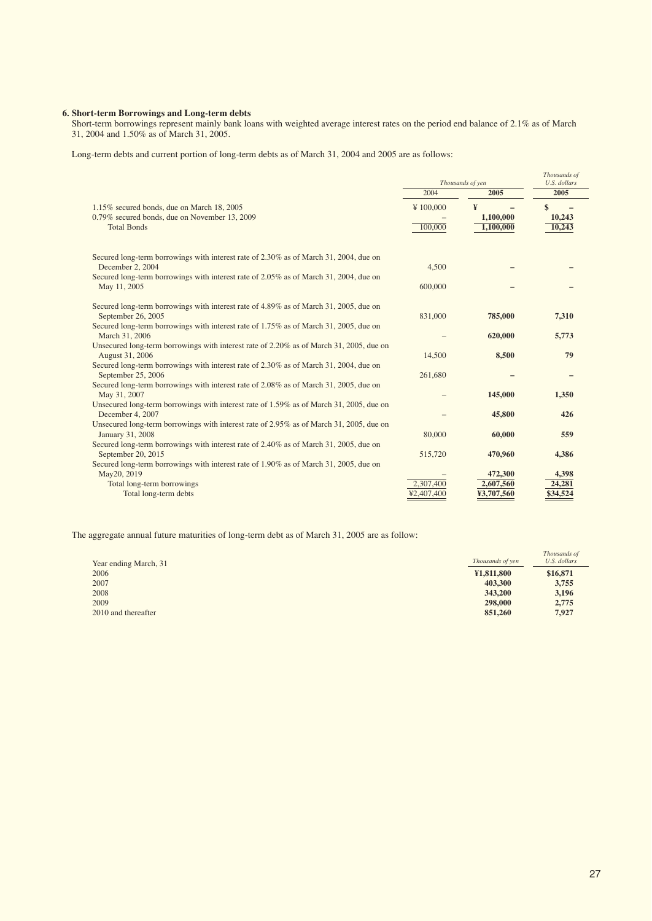### 6. Short-term Borrowings and Long-term debts

Short-term borrowings represent mainly bank loans with weighted average interest rates on the period end balance of 2.1% as of March 31, 2004 and 1.50% as of March 31, 2005.

Long-term debts and current portion of long-term debts as of March 31, 2004 and 2005 are as follows:

| | *Thousands of yen* | | *Thousands of U.S. dollars* |
|---|---|---|---|
| | 2004 | **2005** | **2005** |
| 1.15% secured bonds, due on March 18, 2005 | ¥ 100,000 | ¥ **–** | $ **–** |
| 0.79% secured bonds, due on November 13, 2009 | – | **1,100,000** | **10,243** |
| Total Bonds | 100,000 | **1,100,000** | **10,243** |
| Secured long-term borrowings with interest rate of 2.30% as of March 31, 2004, due on December 2, 2004 | 4,500 | **–** | **–** |
| Secured long-term borrowings with interest rate of 2.05% as of March 31, 2004, due on May 11, 2005 | 600,000 | **–** | **–** |
| Secured long-term borrowings with interest rate of 4.89% as of March 31, 2005, due on September 26, 2005 | 831,000 | **785,000** | **7,310** |
| Secured long-term borrowings with interest rate of 1.75% as of March 31, 2005, due on March 31, 2006 | – | **620,000** | **5,773** |
| Unsecured long-term borrowings with interest rate of 2.20% as of March 31, 2005, due on August 31, 2006 | 14,500 | **8,500** | **79** |
| Secured long-term borrowings with interest rate of 2.30% as of March 31, 2004, due on September 25, 2006 | 261,680 | **–** | **–** |
| Secured long-term borrowings with interest rate of 2.08% as of March 31, 2005, due on May 31, 2007 | – | **145,000** | **1,350** |
| Unsecured long-term borrowings with interest rate of 1.59% as of March 31, 2005, due on December 4, 2007 | – | **45,800** | **426** |
| Unsecured long-term borrowings with interest rate of 2.95% as of March 31, 2005, due on January 31, 2008 | 80,000 | **60,000** | **559** |
| Secured long-term borrowings with interest rate of 2.40% as of March 31, 2005, due on September 20, 2015 | 515,720 | **470,960** | **4,386** |
| Secured long-term borrowings with interest rate of 1.90% as of March 31, 2005, due on May20, 2019 | – | **472,300** | **4,398** |
| Total long-term borrowings | 2,307,400 | **2,607,560** | **24,281** |
| Total long-term debts | ¥2,407,400 | **¥3,707,560** | **$34,524** |

The aggregate annual future maturities of long-term debt as of March 31, 2005 are as follow:

| Year ending March, 31 | *Thousands of yen* | *Thousands of U.S. dollars* |
|---|---|---|
| 2006 | **¥1,811,800** | **$16,871** |
| 2007 | **403,300** | **3,755** |
| 2008 | **343,200** | **3,196** |
| 2009 | **298,000** | **2,775** |
| 2010 and thereafter | **851,260** | **7,927** |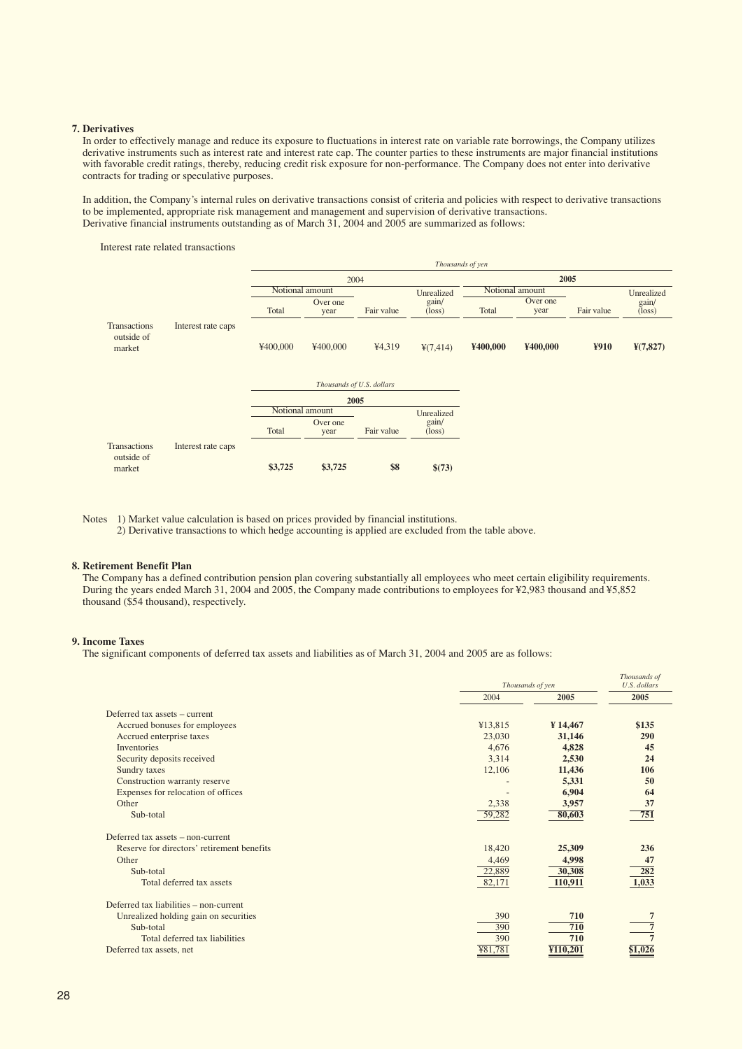### 7. Derivatives

In order to effectively manage and reduce its exposure to fluctuations in interest rate on variable rate borrowings, the Company utilizes derivative instruments such as interest rate and interest rate cap. The counter parties to these instruments are major financial institutions with favorable credit ratings, thereby, reducing credit risk exposure for non-performance. The Company does not enter into derivative contracts for trading or speculative purposes.

In addition, the Company's internal rules on derivative transactions consist of criteria and policies with respect to derivative transactions to be implemented, appropriate risk management and management and supervision of derivative transactions.
Derivative financial instruments outstanding as of March 31, 2004 and 2005 are summarized as follows:

Interest rate related transactions

| | | *Thousands of yen* | | | | | | | |
|---|---|---|---|---|---|---|---|---|---|
| | | 2004 | | | | **2005** | | | |
| | | Notional amount | | | | Notional amount | | | |
| | | Total | Over one year | Fair value | Unrealized gain/ (loss) | Total | Over one year | Fair value | Unrealized gain/ (loss) |
| Transactions outside of market | Interest rate caps | ¥400,000 | ¥400,000 | ¥4,319 | ¥(7,414) | **¥400,000** | **¥400,000** | **¥910** | **¥(7,827)** |

| | | *Thousands of U.S. dollars* | | | |
|---|---|---|---|---|---|
| | | **2005** | | | |
| | | Notional amount | | | |
| | | Total | Over one year | Fair value | Unrealized gain/ (loss) |
| Transactions outside of market | Interest rate caps | **$3,725** | **$3,725** | **$8** | **$(73)** |

Notes 1) Market value calculation is based on prices provided by financial institutions.
2) Derivative transactions to which hedge accounting is applied are excluded from the table above.

### 8. Retirement Benefit Plan

The Company has a defined contribution pension plan covering substantially all employees who meet certain eligibility requirements. During the years ended March 31, 2004 and 2005, the Company made contributions to employees for ¥2,983 thousand and ¥5,852 thousand ($54 thousand), respectively.

### 9. Income Taxes

The significant components of deferred tax assets and liabilities as of March 31, 2004 and 2005 are as follows:

| | *Thousands of yen* | | *Thousands of U.S. dollars* |
|---|---|---|---|
| | 2004 | **2005** | **2005** |
| Deferred tax assets – current | | | |
| Accrued bonuses for employees | ¥13,815 | **¥ 14,467** | **$135** |
| Accrued enterprise taxes | 23,030 | **31,146** | **290** |
| Inventories | 4,676 | **4,828** | **45** |
| Security deposits received | 3,314 | **2,530** | **24** |
| Sundry taxes | 12,106 | **11,436** | **106** |
| Construction warranty reserve | - | **5,331** | **50** |
| Expenses for relocation of offices | - | **6,904** | **64** |
| Other | 2,338 | **3,957** | **37** |
| Sub-total | 59,282 | **80,603** | **751** |
| Deferred tax assets – non-current | | | |
| Reserve for directors' retirement benefits | 18,420 | **25,309** | **236** |
| Other | 4,469 | **4,998** | **47** |
| Sub-total | 22,889 | **30,308** | **282** |
| Total deferred tax assets | 82,171 | **110,911** | **1,033** |
| Deferred tax liabilities – non-current | | | |
| Unrealized holding gain on securities | 390 | **710** | **7** |
| Sub-total | 390 | **710** | **7** |
| Total deferred tax liabilities | 390 | **710** | **7** |
| Deferred tax assets, net | ¥81,781 | **¥110,201** | **$1,026** |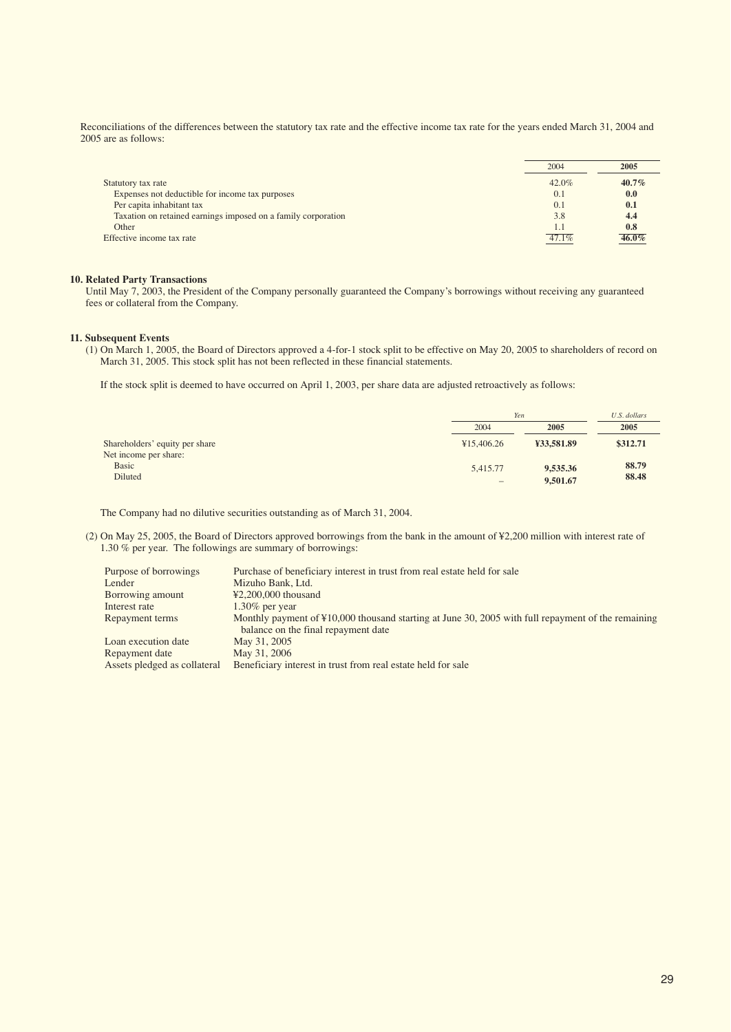Reconciliations of the differences between the statutory tax rate and the effective income tax rate for the years ended March 31, 2004 and 2005 are as follows:

| | 2004 | 2005 |
|---|---|---|
| Statutory tax rate | 42.0% | **40.7%** |
| Expenses not deductible for income tax purposes | 0.1 | **0.0** |
| Per capita inhabitant tax | 0.1 | **0.1** |
| Taxation on retained earnings imposed on a family corporation | 3.8 | **4.4** |
| Other | 1.1 | **0.8** |
| Effective income tax rate | 47.1% | **46.0%** |

### 10. Related Party Transactions

Until May 7, 2003, the President of the Company personally guaranteed the Company's borrowings without receiving any guaranteed fees or collateral from the Company.

### 11. Subsequent Events

(1) On March 1, 2005, the Board of Directors approved a 4-for-1 stock split to be effective on May 20, 2005 to shareholders of record on March 31, 2005. This stock split has not been reflected in these financial statements.

If the stock split is deemed to have occurred on April 1, 2003, per share data are adjusted retroactively as follows:

| | *Yen* | | *U.S. dollars* |
|---|---|---|---|
| | 2004 | **2005** | **2005** |
| Shareholders' equity per share | ¥15,406.26 | **¥33,581.89** | **$312.71** |
| Net income per share: | | | |
| Basic | 5,415.77 | **9,535.36** | **88.79** |
| Diluted | – | **9,501.67** | **88.48** |

The Company had no dilutive securities outstanding as of March 31, 2004.

(2) On May 25, 2005, the Board of Directors approved borrowings from the bank in the amount of ¥2,200 million with interest rate of 1.30 % per year. The followings are summary of borrowings:

| | |
|---|---|
| Purpose of borrowings | Purchase of beneficiary interest in trust from real estate held for sale |
| Lender | Mizuho Bank, Ltd. |
| Borrowing amount | ¥2,200,000 thousand |
| Interest rate | 1.30% per year |
| Repayment terms | Monthly payment of ¥10,000 thousand starting at June 30, 2005 with full repayment of the remaining balance on the final repayment date |
| Loan execution date | May 31, 2005 |
| Repayment date | May 31, 2006 |
| Assets pledged as collateral | Beneficiary interest in trust from real estate held for sale |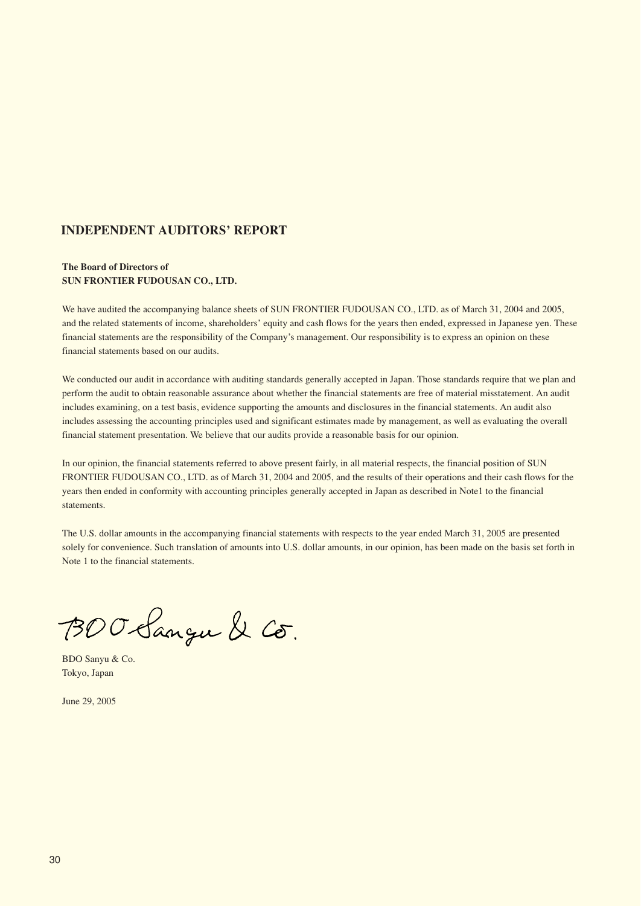# INDEPENDENT AUDITORS' REPORT

**The Board of Directors of**
**SUN FRONTIER FUDOUSAN CO., LTD.**

We have audited the accompanying balance sheets of SUN FRONTIER FUDOUSAN CO., LTD. as of March 31, 2004 and 2005, and the related statements of income, shareholders' equity and cash flows for the years then ended, expressed in Japanese yen. These financial statements are the responsibility of the Company's management. Our responsibility is to express an opinion on these financial statements based on our audits.

We conducted our audit in accordance with auditing standards generally accepted in Japan. Those standards require that we plan and perform the audit to obtain reasonable assurance about whether the financial statements are free of material misstatement. An audit includes examining, on a test basis, evidence supporting the amounts and disclosures in the financial statements. An audit also includes assessing the accounting principles used and significant estimates made by management, as well as evaluating the overall financial statement presentation. We believe that our audits provide a reasonable basis for our opinion.

In our opinion, the financial statements referred to above present fairly, in all material respects, the financial position of SUN FRONTIER FUDOUSAN CO., LTD. as of March 31, 2004 and 2005, and the results of their operations and their cash flows for the years then ended in conformity with accounting principles generally accepted in Japan as described in Note1 to the financial statements.

The U.S. dollar amounts in the accompanying financial statements with respects to the year ended March 31, 2005 are presented solely for convenience. Such translation of amounts into U.S. dollar amounts, in our opinion, has been made on the basis set forth in Note 1 to the financial statements.

BDO Sanyu & Co.

BDO Sanyu & Co.
Tokyo, Japan

June 29, 2005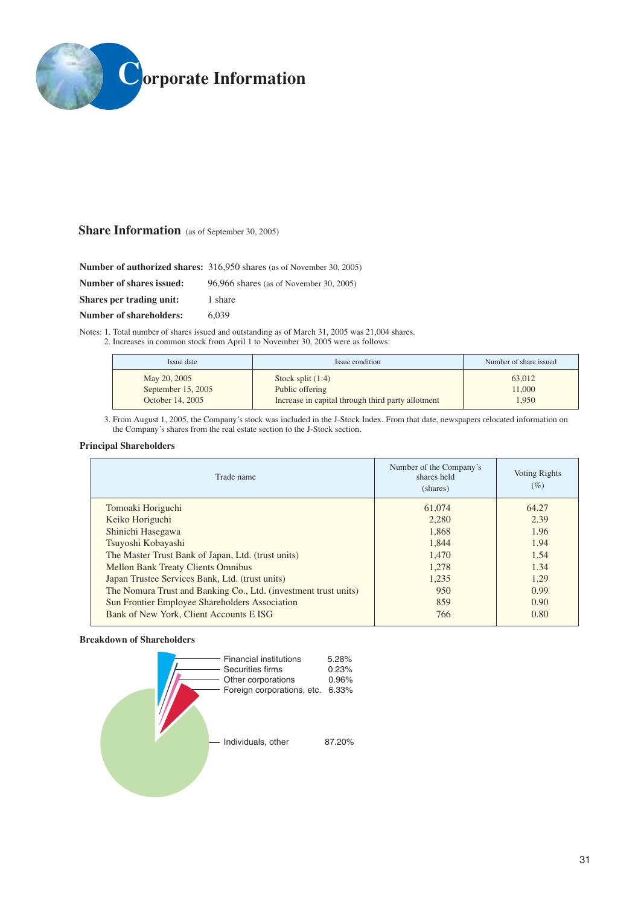# Corporate Information

## Share Information (as of September 30, 2005)

**Number of authorized shares:** 316,950 shares (as of November 30, 2005)

**Number of shares issued:** 96,966 shares (as of November 30, 2005)

**Shares per trading unit:** 1 share

**Number of shareholders:** 6,039

Notes: 1. Total number of shares issued and outstanding as of March 31, 2005 was 21,004 shares.
2. Increases in common stock from April 1 to November 30, 2005 were as follows:

| Issue date | Issue condition | Number of share issued |
|---|---|---|
| May 20, 2005 | Stock split (1:4) | 63,012 |
| September 15, 2005 | Public offering | 11,000 |
| October 14, 2005 | Increase in capital through third party allotment | 1,950 |

3. From August 1, 2005, the Company's stock was included in the J-Stock Index. From that date, newspapers relocated information on the Company's shares from the real estate section to the J-Stock section.

### Principal Shareholders

| Trade name | Number of the Company's shares held (shares) | Voting Rights (%) |
|---|---|---|
| Tomoaki Horiguchi | 61,074 | 64.27 |
| Keiko Horiguchi | 2,280 | 2.39 |
| Shinichi Hasegawa | 1,868 | 1.96 |
| Tsuyoshi Kobayashi | 1,844 | 1.94 |
| The Master Trust Bank of Japan, Ltd. (trust units) | 1,470 | 1.54 |
| Mellon Bank Treaty Clients Omnibus | 1,278 | 1.34 |
| Japan Trustee Services Bank, Ltd. (trust units) | 1,235 | 1.29 |
| The Nomura Trust and Banking Co., Ltd. (investment trust units) | 950 | 0.99 |
| Sun Frontier Employee Shareholders Association | 859 | 0.90 |
| Bank of New York, Client Accounts E ISG | 766 | 0.80 |

### Breakdown of Shareholders

| Category | % |
|---|---|
| Financial institutions | 5.28% |
| Securities firms | 0.23% |
| Other corporations | 0.96% |
| Foreign corporations, etc. | 6.33% |
| Individuals, other | 87.20% |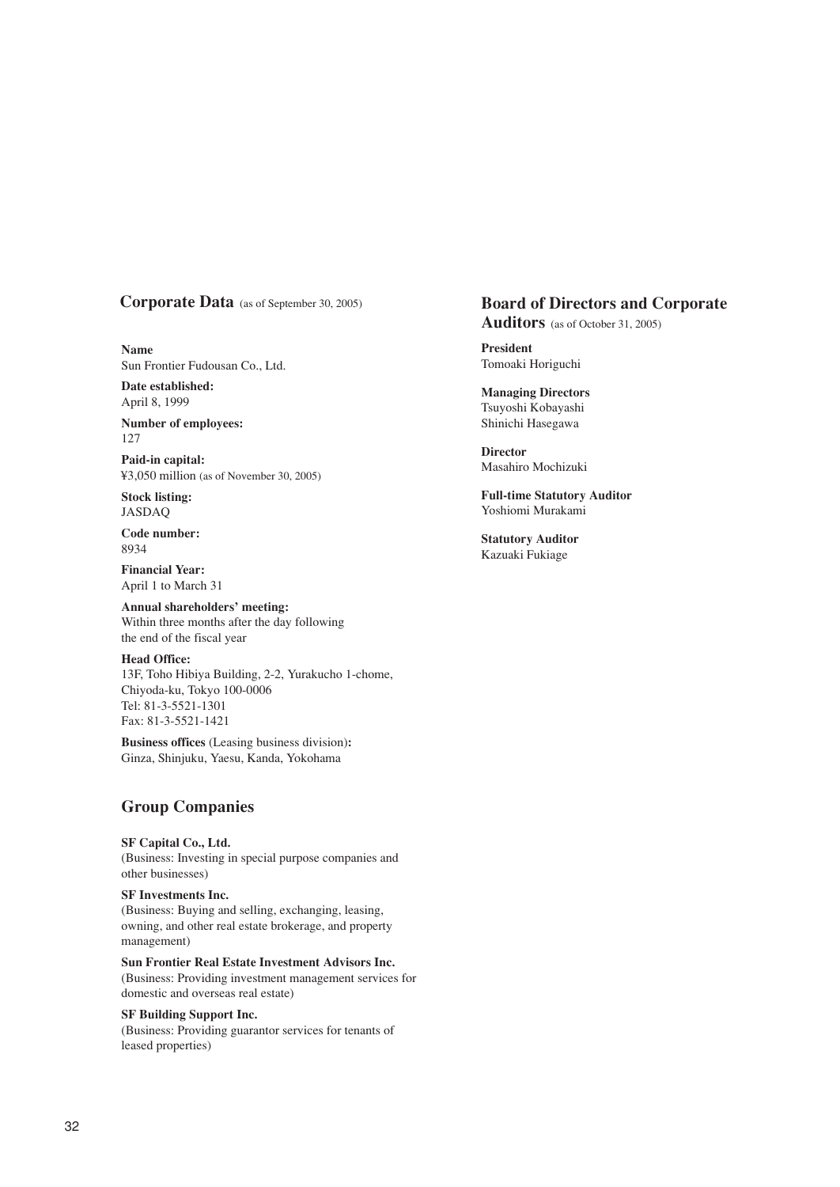## Corporate Data (as of September 30, 2005)

**Name**
Sun Frontier Fudousan Co., Ltd.

**Date established:**
April 8, 1999

**Number of employees:**
127

**Paid-in capital:**
¥3,050 million (as of November 30, 2005)

**Stock listing:**
JASDAQ

**Code number:**
8934

**Financial Year:**
April 1 to March 31

**Annual shareholders' meeting:**
Within three months after the day following the end of the fiscal year

**Head Office:**
13F, Toho Hibiya Building, 2-2, Yurakucho 1-chome,
Chiyoda-ku, Tokyo 100-0006
Tel: 81-3-5521-1301
Fax: 81-3-5521-1421

**Business offices** (Leasing business division)**:**
Ginza, Shinjuku, Yaesu, Kanda, Yokohama

## Group Companies

**SF Capital Co., Ltd.**
(Business: Investing in special purpose companies and other businesses)

**SF Investments Inc.**
(Business: Buying and selling, exchanging, leasing, owning, and other real estate brokerage, and property management)

**Sun Frontier Real Estate Investment Advisors Inc.**
(Business: Providing investment management services for domestic and overseas real estate)

**SF Building Support Inc.**
(Business: Providing guarantor services for tenants of leased properties)

## Board of Directors and Corporate Auditors (as of October 31, 2005)

**President**
Tomoaki Horiguchi

**Managing Directors**
Tsuyoshi Kobayashi
Shinichi Hasegawa

**Director**
Masahiro Mochizuki

**Full-time Statutory Auditor**
Yoshiomi Murakami

**Statutory Auditor**
Kazuaki Fukiage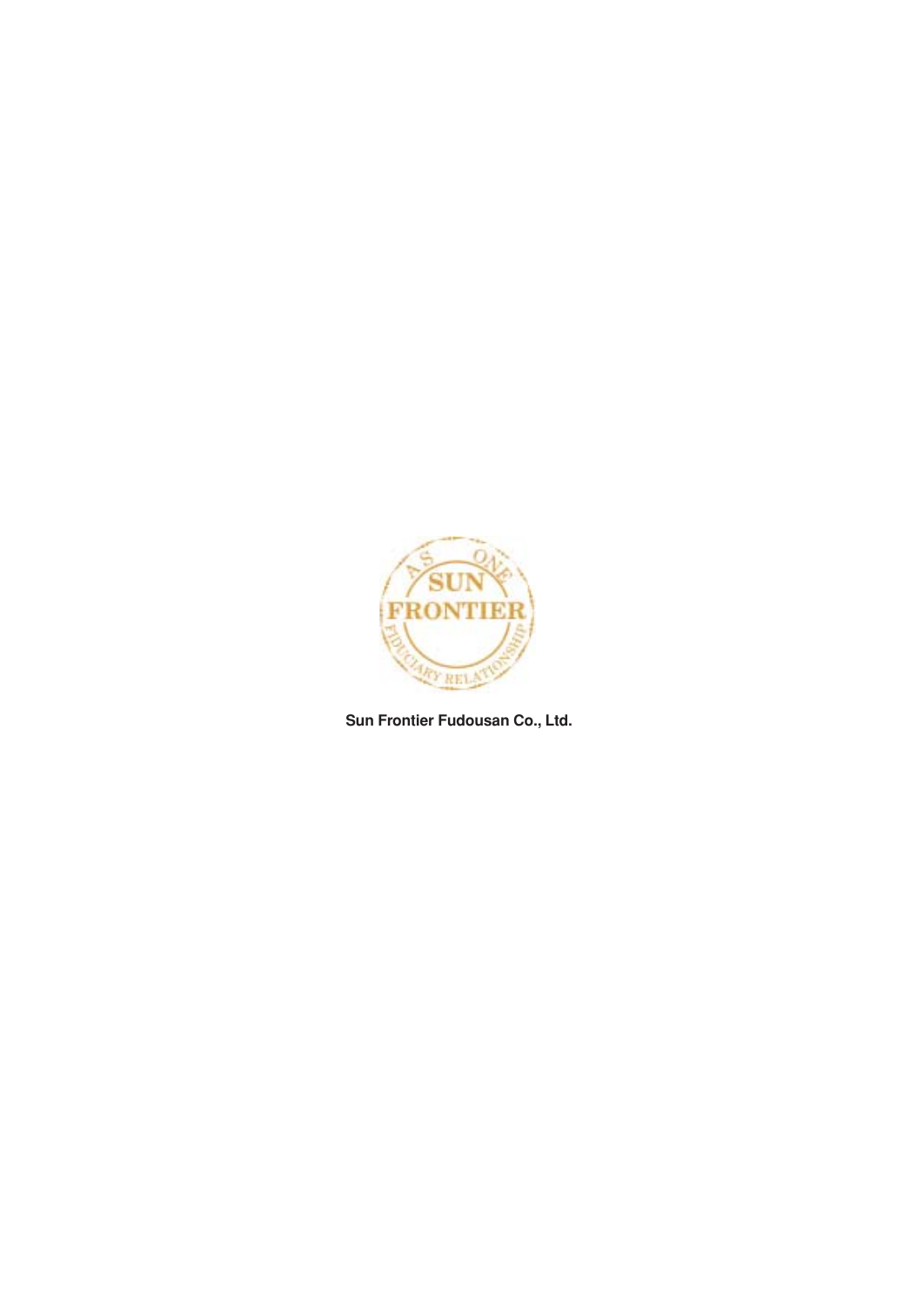Sun Frontier Fudousan Co., Ltd.